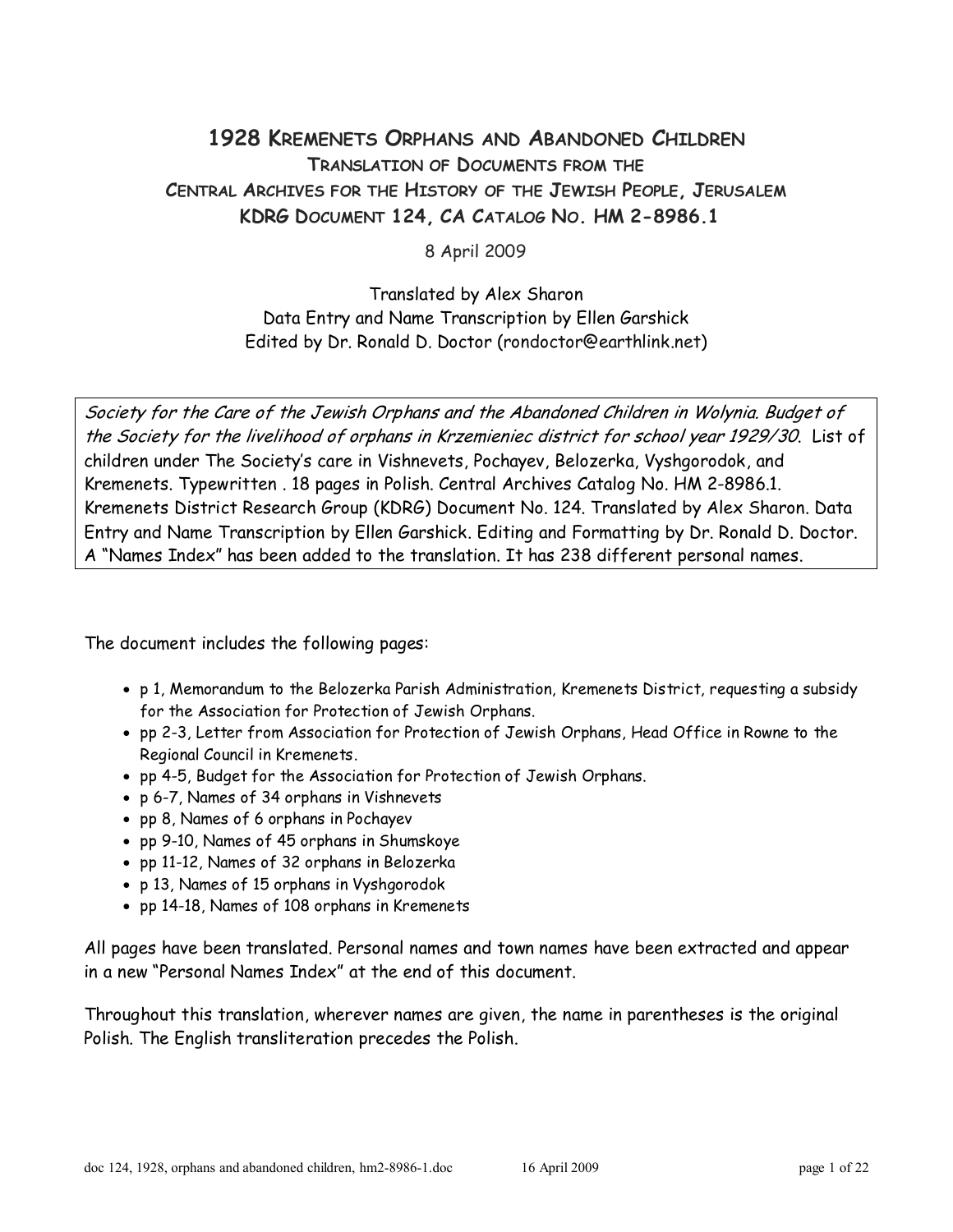# 1928 Kremenets Orphans and Abandoned Children

## Translation of Documents from the Central Archives for the History of the Jewish People, Jerusalem

## KDRG Document 124, CA Catalog No. HM 2-8986.1

8 April 2009

Translated by Alex Sharon
Data Entry and Name Transcription by Ellen Garshick
Edited by Dr. Ronald D. Doctor (rondoctor@earthlink.net)

*Society for the Care of the Jewish Orphans and the Abandoned Children in Wolynia. Budget of the Society for the livelihood of orphans in Krzemieniec district for school year 1929/30.* List of children under The Society's care in Vishnevets, Pochayev, Belozerka, Vyshgorodok, and Kremenets. Typewritten . 18 pages in Polish. Central Archives Catalog No. HM 2-8986.1. Kremenets District Research Group (KDRG) Document No. 124. Translated by Alex Sharon. Data Entry and Name Transcription by Ellen Garshick. Editing and Formatting by Dr. Ronald D. Doctor. A "Names Index" has been added to the translation. It has 238 different personal names.

The document includes the following pages:

- p 1, Memorandum to the Belozerka Parish Administration, Kremenets District, requesting a subsidy for the Association for Protection of Jewish Orphans.
- pp 2-3, Letter from Association for Protection of Jewish Orphans, Head Office in Rowne to the Regional Council in Kremenets.
- pp 4-5, Budget for the Association for Protection of Jewish Orphans.
- p 6-7, Names of 34 orphans in Vishnevets
- pp 8, Names of 6 orphans in Pochayev
- pp 9-10, Names of 45 orphans in Shumskoye
- pp 11-12, Names of 32 orphans in Belozerka
- p 13, Names of 15 orphans in Vyshgorodok
- pp 14-18, Names of 108 orphans in Kremenets

All pages have been translated. Personal names and town names have been extracted and appear in a new "Personal Names Index" at the end of this document.

Throughout this translation, wherever names are given, the name in parentheses is the original Polish. The English transliteration precedes the Polish.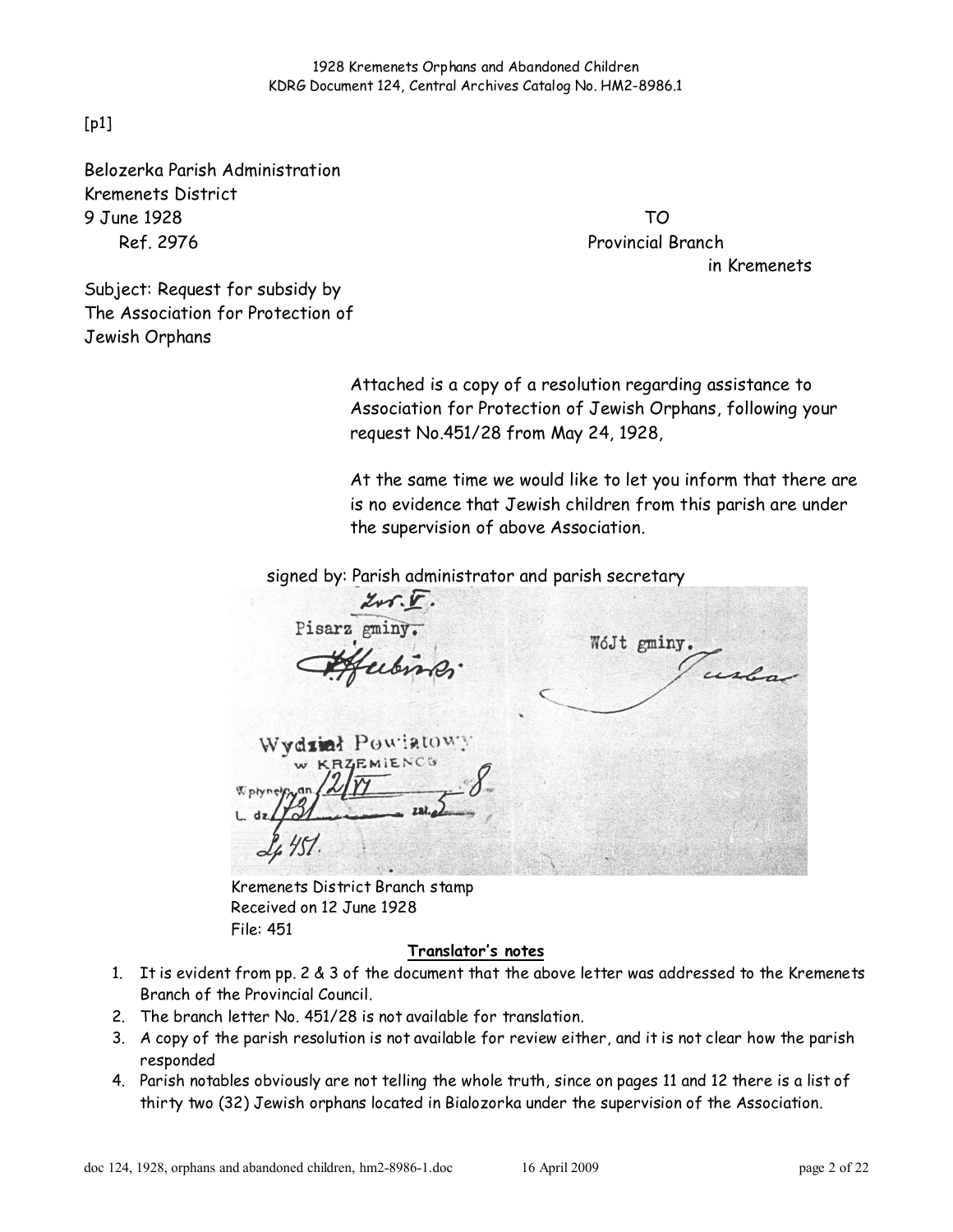[p1]

Belozerka Parish Administration
Kremenets District
9 June 1928
Ref. 2976

TO
Provincial Branch
in Kremenets

Subject: Request for subsidy by The Association for Protection of Jewish Orphans

Attached is a copy of a resolution regarding assistance to Association for Protection of Jewish Orphans, following your request No.451/28 from May 24, 1928,

At the same time we would like to let you inform that there are is no evidence that Jewish children from this parish are under the supervision of above Association.

signed by: Parish administrator and parish secretary

Kremenets District Branch stamp
Received on 12 June 1928
File: 451

**Translator's notes**

1. It is evident from pp. 2 & 3 of the document that the above letter was addressed to the Kremenets Branch of the Provincial Council.
2. The branch letter No. 451/28 is not available for translation.
3. A copy of the parish resolution is not available for review either, and it is not clear how the parish responded
4. Parish notables obviously are not telling the whole truth, since on pages 11 and 12 there is a list of thirty two (32) Jewish orphans located in Bialozorka under the supervision of the Association.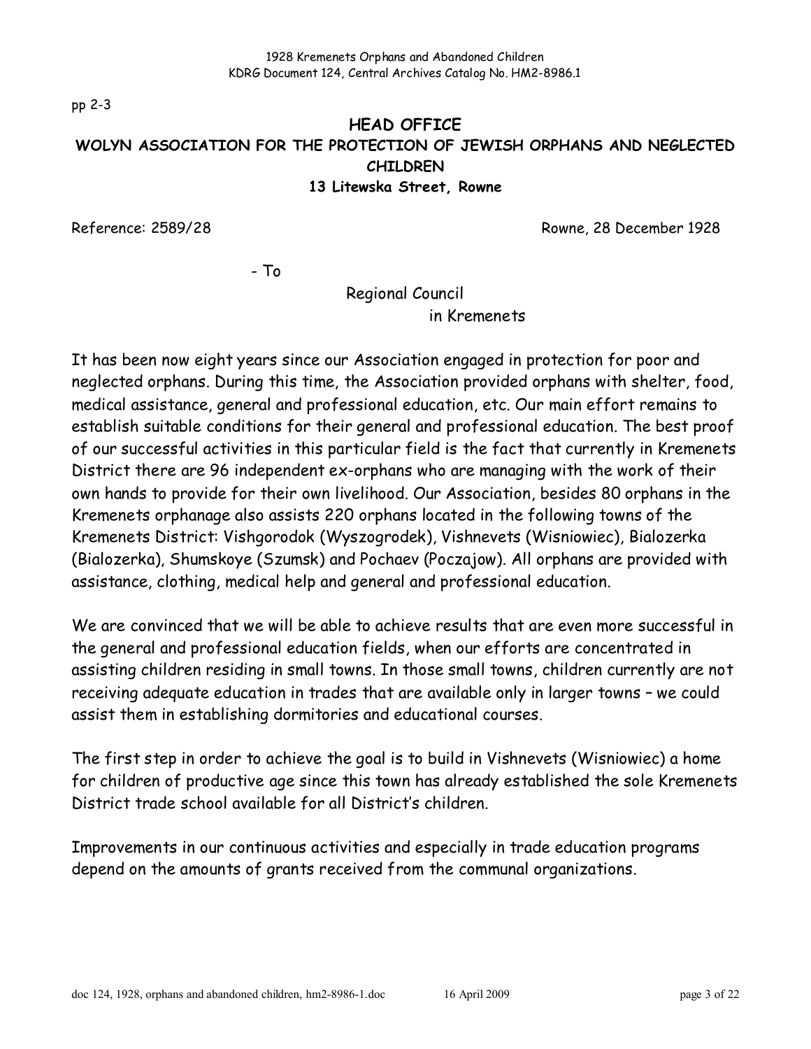pp 2-3

**HEAD OFFICE**

**WOLYN ASSOCIATION FOR THE PROTECTION OF JEWISH ORPHANS AND NEGLECTED CHILDREN**

**13 Litewska Street, Rowne**

Reference: 2589/28 Rowne, 28 December 1928

\- To

Regional Council

in Kremenets

It has been now eight years since our Association engaged in protection for poor and neglected orphans. During this time, the Association provided orphans with shelter, food, medical assistance, general and professional education, etc. Our main effort remains to establish suitable conditions for their general and professional education. The best proof of our successful activities in this particular field is the fact that currently in Kremenets District there are 96 independent ex-orphans who are managing with the work of their own hands to provide for their own livelihood. Our Association, besides 80 orphans in the Kremenets orphanage also assists 220 orphans located in the following towns of the Kremenets District: Vishgorodok (Wyszogrodek), Vishnevets (Wisniowiec), Bialozerka (Bialozerka), Shumskoye (Szumsk) and Pochaev (Poczajow). All orphans are provided with assistance, clothing, medical help and general and professional education.

We are convinced that we will be able to achieve results that are even more successful in the general and professional education fields, when our efforts are concentrated in assisting children residing in small towns. In those small towns, children currently are not receiving adequate education in trades that are available only in larger towns – we could assist them in establishing dormitories and educational courses.

The first step in order to achieve the goal is to build in Vishnevets (Wisniowiec) a home for children of productive age since this town has already established the sole Kremenets District trade school available for all District's children.

Improvements in our continuous activities and especially in trade education programs depend on the amounts of grants received from the communal organizations.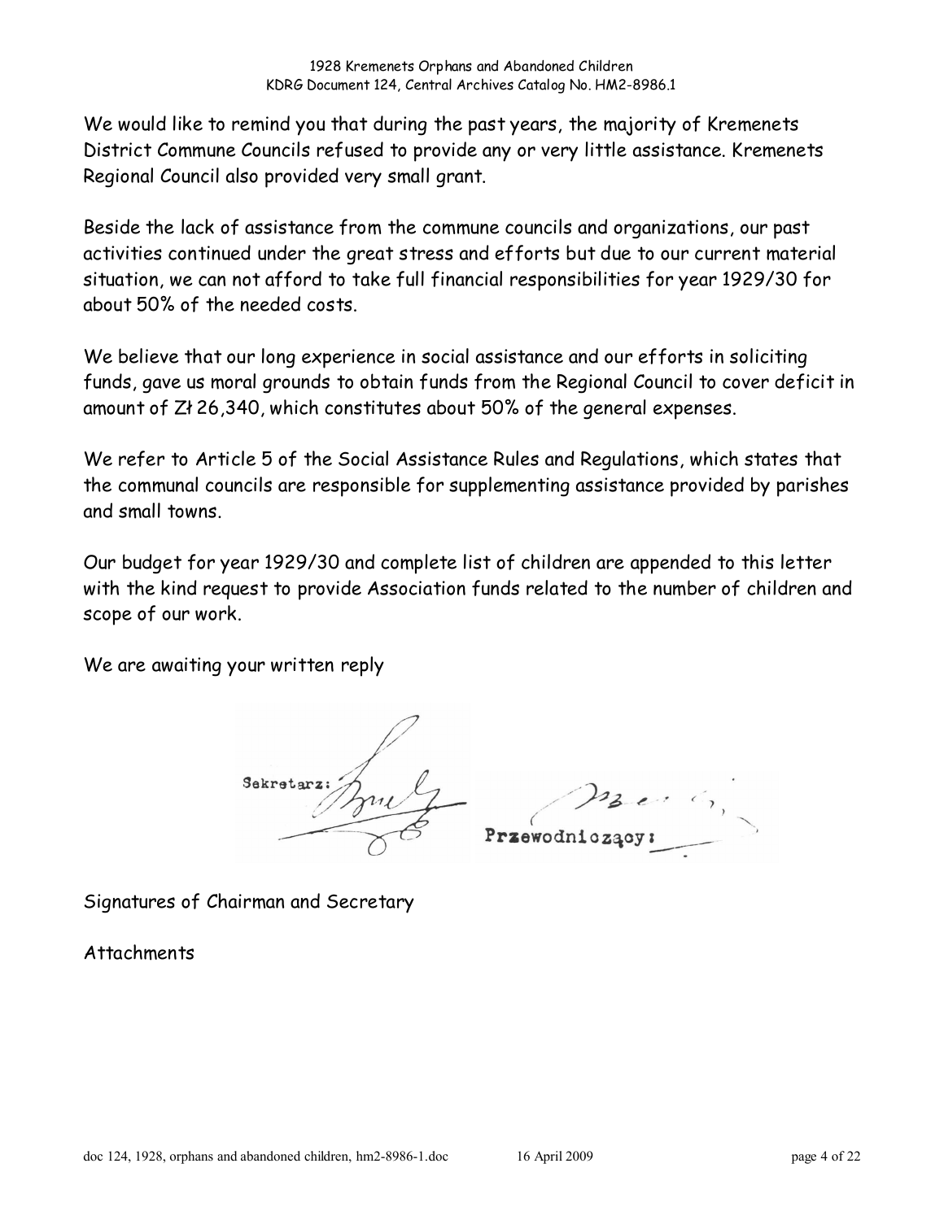We would like to remind you that during the past years, the majority of Kremenets District Commune Councils refused to provide any or very little assistance. Kremenets Regional Council also provided very small grant.

Beside the lack of assistance from the commune councils and organizations, our past activities continued under the great stress and efforts but due to our current material situation, we can not afford to take full financial responsibilities for year 1929/30 for about 50% of the needed costs.

We believe that our long experience in social assistance and our efforts in soliciting funds, gave us moral grounds to obtain funds from the Regional Council to cover deficit in amount of Zł 26,340, which constitutes about 50% of the general expenses.

We refer to Article 5 of the Social Assistance Rules and Regulations, which states that the communal councils are responsible for supplementing assistance provided by parishes and small towns.

Our budget for year 1929/30 and complete list of children are appended to this letter with the kind request to provide Association funds related to the number of children and scope of our work.

We are awaiting your written reply

Sekretarz: Przewodniczący:

Signatures of Chairman and Secretary

Attachments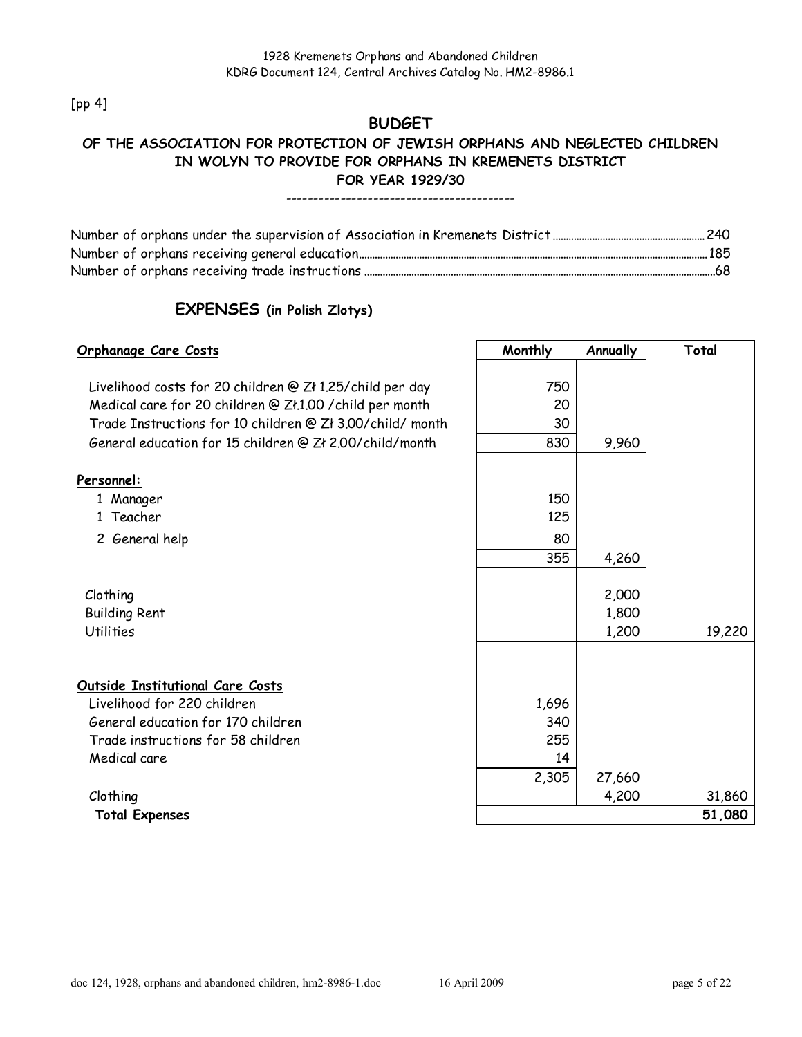[pp 4]

## BUDGET

### OF THE ASSOCIATION FOR PROTECTION OF JEWISH ORPHANS AND NEGLECTED CHILDREN IN WOLYN TO PROVIDE FOR ORPHANS IN KREMENETS DISTRICT FOR YEAR 1929/30

------------------------------------------

Number of orphans under the supervision of Association in Kremenets District .......... 240
Number of orphans receiving general education .......... 185
Number of orphans receiving trade instructions .......... 68

## EXPENSES (in Polish Zlotys)

| Orphanage Care Costs | Monthly | Annually | Total |
|---|---|---|---|
| Livelihood costs for 20 children @ Zł 1.25/child per day | 750 | | |
| Medical care for 20 children @ Zł.1.00 /child per month | 20 | | |
| Trade Instructions for 10 children @ Zł 3.00/child/ month | 30 | | |
| General education for 15 children @ Zł 2.00/child/month | 830 | 9,960 | |
| **Personnel:** | | | |
| 1 Manager | 150 | | |
| 1 Teacher | 125 | | |
| 2 General help | 80 | | |
| | 355 | 4,260 | |
| Clothing | | 2,000 | |
| Building Rent | | 1,800 | |
| Utilities | | 1,200 | 19,220 |
| **Outside Institutional Care Costs** | | | |
| Livelihood for 220 children | 1,696 | | |
| General education for 170 children | 340 | | |
| Trade instructions for 58 children | 255 | | |
| Medical care | 14 | | |
| | 2,305 | 27,660 | |
| Clothing | | 4,200 | 31,860 |
| **Total Expenses** | | | **51,080** |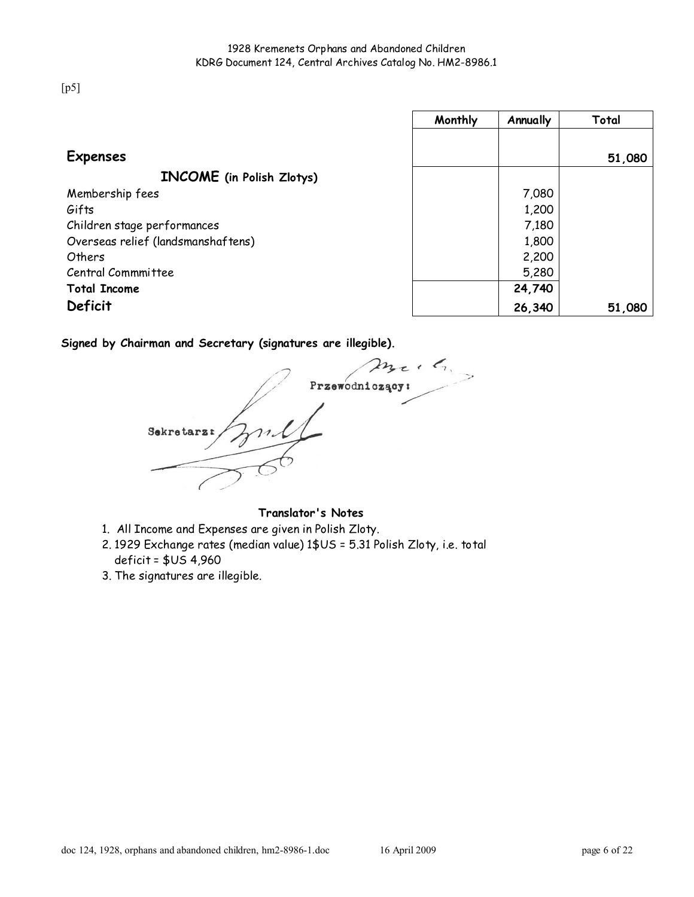[p5]

| | Monthly | Annually | Total |
|---|---|---|---|
| **Expenses** | | | **51,080** |
| **INCOME (in Polish Zlotys)** | | | |
| Membership fees | | 7,080 | |
| Gifts | | 1,200 | |
| Children stage performances | | 7,180 | |
| Overseas relief (landsmanshaftens) | | 1,800 | |
| Others | | 2,200 | |
| Central Commmittee | | 5,280 | |
| **Total Income** | | **24,740** | |
| **Deficit** | | **26,340** | **51,080** |

**Signed by Chairman and Secretary (signatures are illegible).**

Przewodniczący:

Sekretarz:

**Translator's Notes**

1. All Income and Expenses are given in Polish Zloty.
2. 1929 Exchange rates (median value) 1$US = 5.31 Polish Zloty, i.e. total deficit = $US 4,960
3. The signatures are illegible.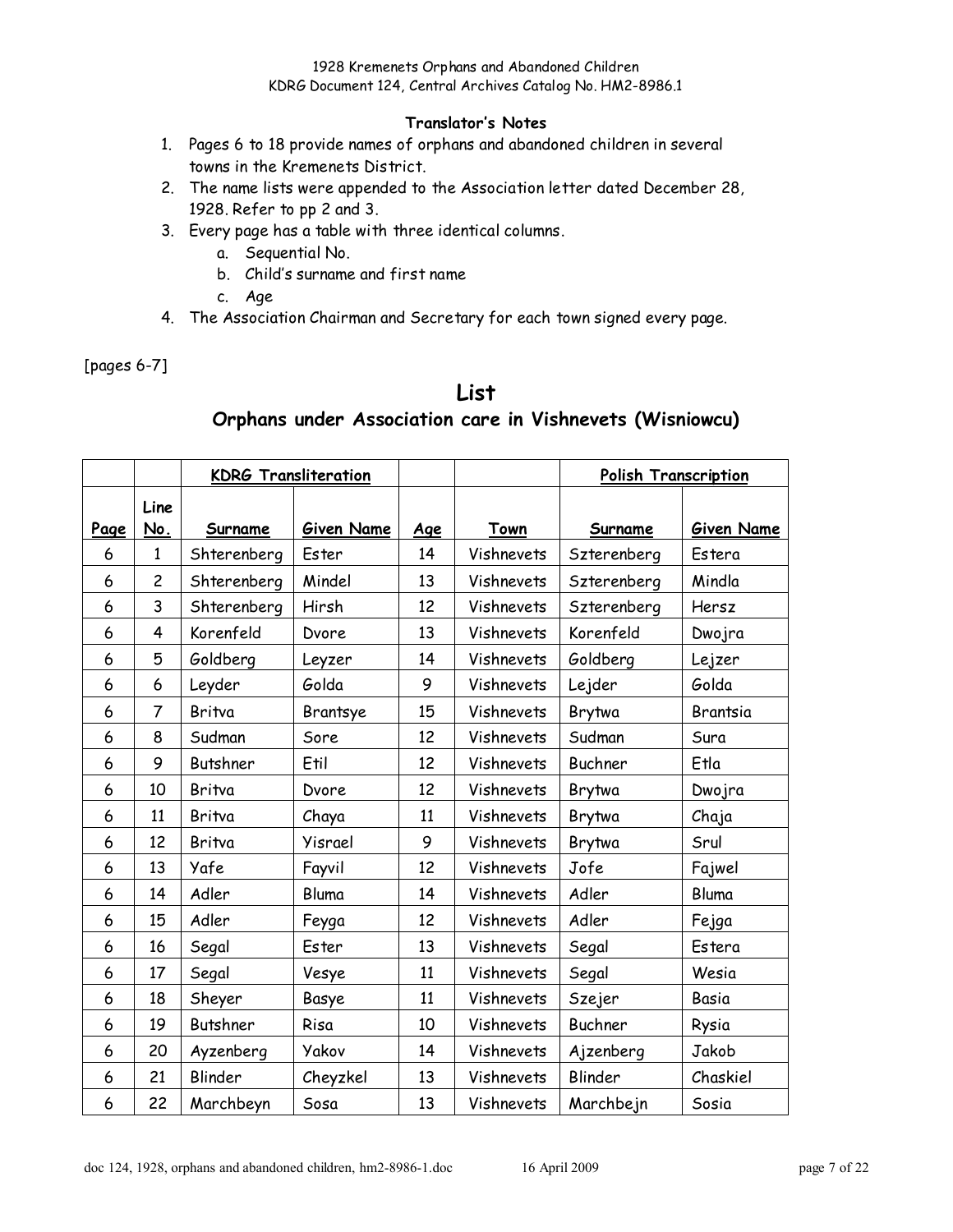### Translator's Notes

1. Pages 6 to 18 provide names of orphans and abandoned children in several towns in the Kremenets District.
2. The name lists were appended to the Association letter dated December 28, 1928. Refer to pp 2 and 3.
3. Every page has a table with three identical columns.
   a. Sequential No.
   b. Child's surname and first name
   c. Age
4. The Association Chairman and Secretary for each town signed every page.

[pages 6-7]

## List

### Orphans under Association care in Vishnevets (Wisniowcu)

| | | KDRG Transliteration | | | | Polish Transcription | |
|---|---|---|---|---|---|---|---|
| **Page** | **Line No.** | **Surname** | **Given Name** | **Age** | **Town** | **Surname** | **Given Name** |
| 6 | 1 | Shterenberg | Ester | 14 | Vishnevets | Szterenberg | Estera |
| 6 | 2 | Shterenberg | Mindel | 13 | Vishnevets | Szterenberg | Mindla |
| 6 | 3 | Shterenberg | Hirsh | 12 | Vishnevets | Szterenberg | Hersz |
| 6 | 4 | Korenfeld | Dvore | 13 | Vishnevets | Korenfeld | Dwojra |
| 6 | 5 | Goldberg | Leyzer | 14 | Vishnevets | Goldberg | Lejzer |
| 6 | 6 | Leyder | Golda | 9 | Vishnevets | Lejder | Golda |
| 6 | 7 | Britva | Brantsye | 15 | Vishnevets | Brytwa | Brantsia |
| 6 | 8 | Sudman | Sore | 12 | Vishnevets | Sudman | Sura |
| 6 | 9 | Butshner | Etil | 12 | Vishnevets | Buchner | Etla |
| 6 | 10 | Britva | Dvore | 12 | Vishnevets | Brytwa | Dwojra |
| 6 | 11 | Britva | Chaya | 11 | Vishnevets | Brytwa | Chaja |
| 6 | 12 | Britva | Yisrael | 9 | Vishnevets | Brytwa | Srul |
| 6 | 13 | Yafe | Fayvil | 12 | Vishnevets | Jofe | Fajwel |
| 6 | 14 | Adler | Bluma | 14 | Vishnevets | Adler | Bluma |
| 6 | 15 | Adler | Feyga | 12 | Vishnevets | Adler | Fejga |
| 6 | 16 | Segal | Ester | 13 | Vishnevets | Segal | Estera |
| 6 | 17 | Segal | Vesye | 11 | Vishnevets | Segal | Wesia |
| 6 | 18 | Sheyer | Basye | 11 | Vishnevets | Szejer | Basia |
| 6 | 19 | Butshner | Risa | 10 | Vishnevets | Buchner | Rysia |
| 6 | 20 | Ayzenberg | Yakov | 14 | Vishnevets | Ajzenberg | Jakob |
| 6 | 21 | Blinder | Cheyzkel | 13 | Vishnevets | Blinder | Chaskiel |
| 6 | 22 | Marchbeyn | Sosa | 13 | Vishnevets | Marchbejn | Sosia |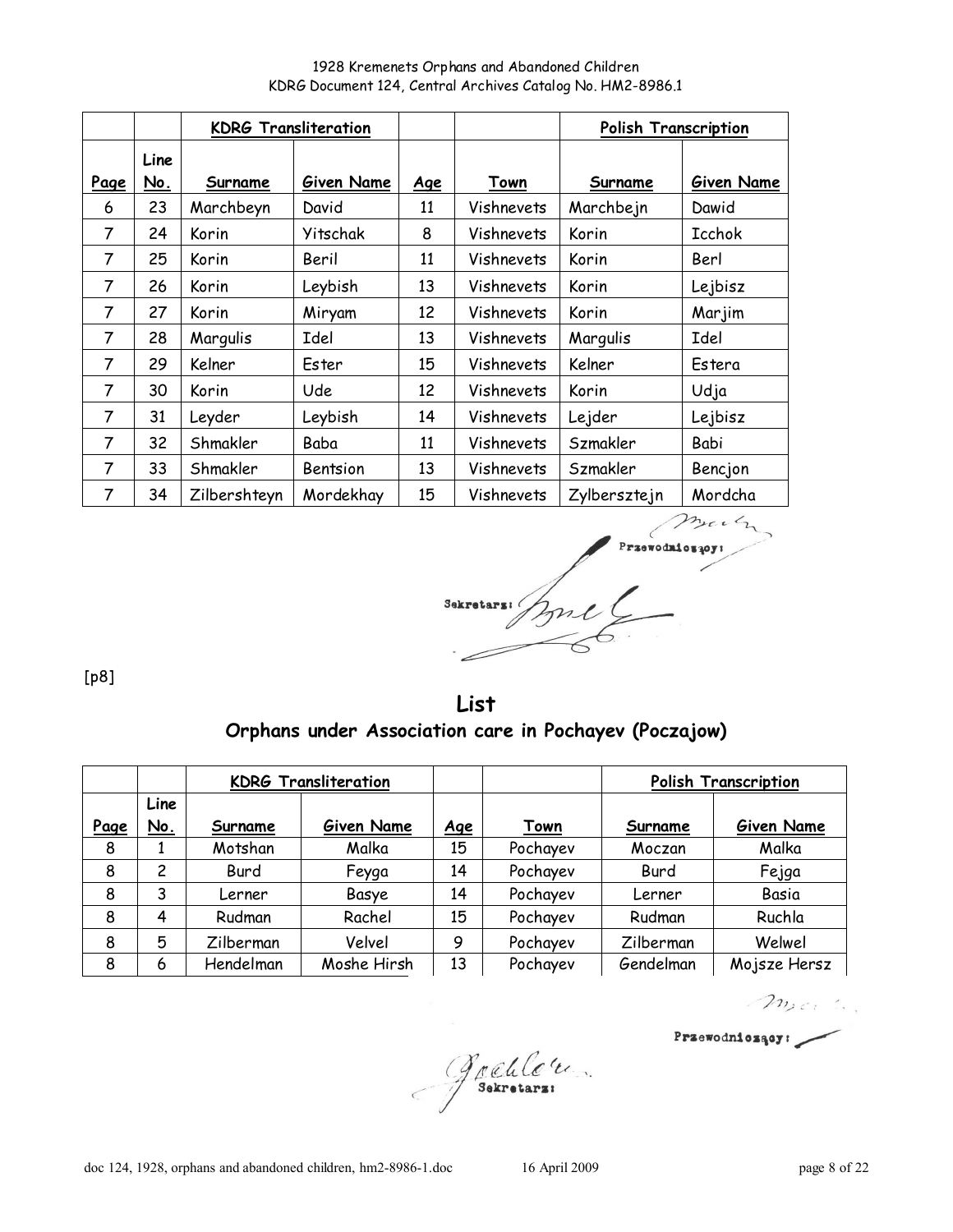| | | KDRG Transliteration | | | | Polish Transcription | |
|---|---|---|---|---|---|---|---|
| Page | Line No. | Surname | Given Name | Age | Town | Surname | Given Name |
| 6 | 23 | Marchbeyn | David | 11 | Vishnevets | Marchbejn | Dawid |
| 7 | 24 | Korin | Yitschak | 8 | Vishnevets | Korin | Icchok |
| 7 | 25 | Korin | Beril | 11 | Vishnevets | Korin | Berl |
| 7 | 26 | Korin | Leybish | 13 | Vishnevets | Korin | Lejbisz |
| 7 | 27 | Korin | Miryam | 12 | Vishnevets | Korin | Marjim |
| 7 | 28 | Margulis | Idel | 13 | Vishnevets | Margulis | Idel |
| 7 | 29 | Kelner | Ester | 15 | Vishnevets | Kelner | Estera |
| 7 | 30 | Korin | Ude | 12 | Vishnevets | Korin | Udja |
| 7 | 31 | Leyder | Leybish | 14 | Vishnevets | Lejder | Lejbisz |
| 7 | 32 | Shmakler | Baba | 11 | Vishnevets | Szmakler | Babi |
| 7 | 33 | Shmakler | Bentsion | 13 | Vishnevets | Szmakler | Bencjon |
| 7 | 34 | Zilbershteyn | Mordekhay | 15 | Vishnevets | Zylbersztejn | Mordcha |

Przewodniczący:

Sekretarz:

[p8]

## List

### Orphans under Association care in Pochayev (Poczajow)

| | | KDRG Transliteration | | | | Polish Transcription | |
|---|---|---|---|---|---|---|---|
| Page | Line No. | Surname | Given Name | Age | Town | Surname | Given Name |
| 8 | 1 | Motshan | Malka | 15 | Pochayev | Moczan | Malka |
| 8 | 2 | Burd | Feyga | 14 | Pochayev | Burd | Fejga |
| 8 | 3 | Lerner | Basye | 14 | Pochayev | Lerner | Basia |
| 8 | 4 | Rudman | Rachel | 15 | Pochayev | Rudman | Ruchla |
| 8 | 5 | Zilberman | Velvel | 9 | Pochayev | Zilberman | Welwel |
| 8 | 6 | Hendelman | Moshe Hirsh | 13 | Pochayev | Gendelman | Mojsze Hersz |

Przewodniczący:

Sekretarz: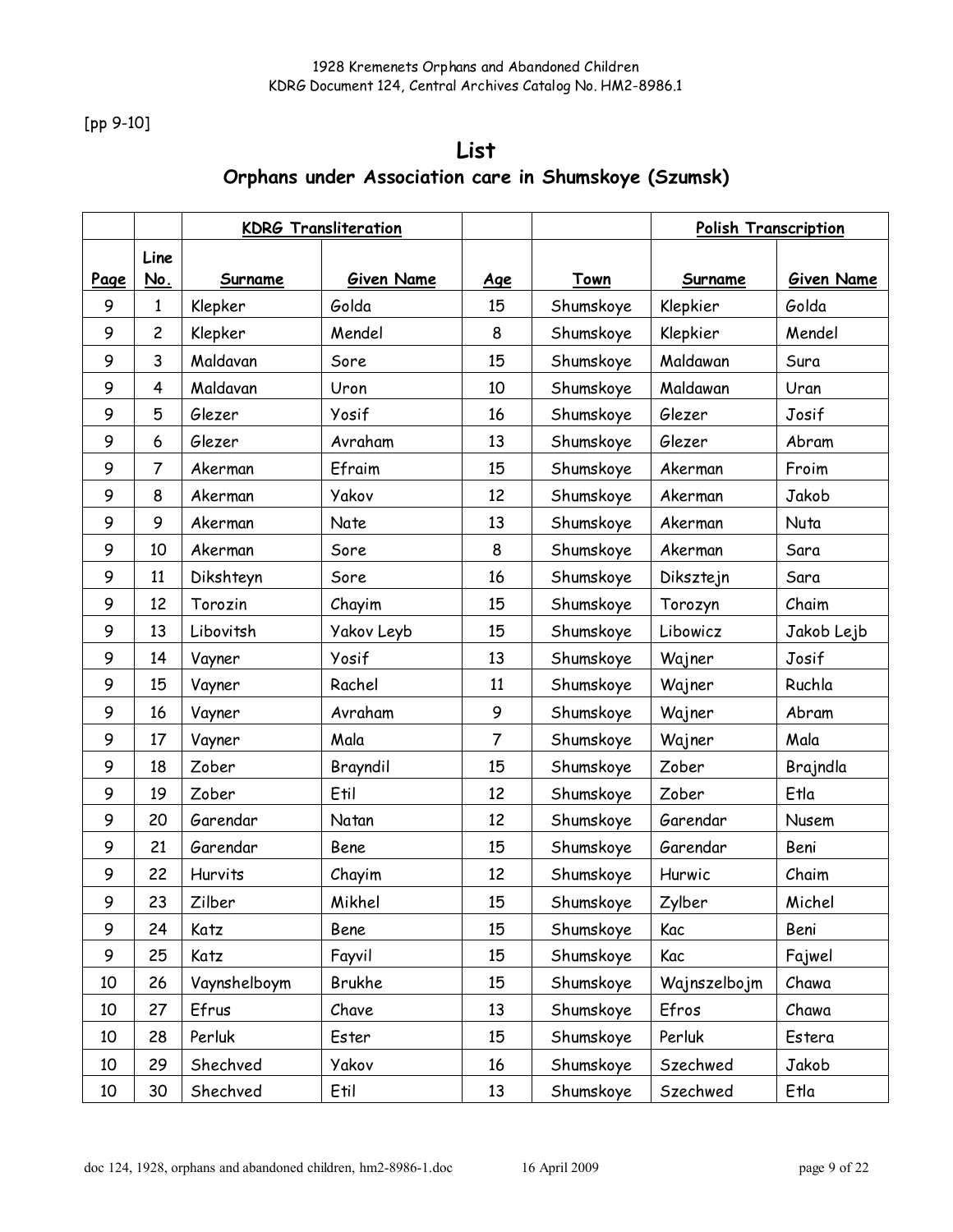[pp 9-10]

# List

## Orphans under Association care in Shumskoye (Szumsk)

| | | KDRG Transliteration | | | | Polish Transcription | |
|---|---|---|---|---|---|---|---|
| Page | Line No. | Surname | Given Name | Age | Town | Surname | Given Name |
| 9 | 1 | Klepker | Golda | 15 | Shumskoye | Klepkier | Golda |
| 9 | 2 | Klepker | Mendel | 8 | Shumskoye | Klepkier | Mendel |
| 9 | 3 | Maldavan | Sore | 15 | Shumskoye | Maldawan | Sura |
| 9 | 4 | Maldavan | Uron | 10 | Shumskoye | Maldawan | Uran |
| 9 | 5 | Glezer | Yosif | 16 | Shumskoye | Glezer | Josif |
| 9 | 6 | Glezer | Avraham | 13 | Shumskoye | Glezer | Abram |
| 9 | 7 | Akerman | Efraim | 15 | Shumskoye | Akerman | Froim |
| 9 | 8 | Akerman | Yakov | 12 | Shumskoye | Akerman | Jakob |
| 9 | 9 | Akerman | Nate | 13 | Shumskoye | Akerman | Nuta |
| 9 | 10 | Akerman | Sore | 8 | Shumskoye | Akerman | Sara |
| 9 | 11 | Dikshteyn | Sore | 16 | Shumskoye | Diksztejn | Sara |
| 9 | 12 | Torozin | Chayim | 15 | Shumskoye | Torozyn | Chaim |
| 9 | 13 | Libovitsh | Yakov Leyb | 15 | Shumskoye | Libowicz | Jakob Lejb |
| 9 | 14 | Vayner | Yosif | 13 | Shumskoye | Wajner | Josif |
| 9 | 15 | Vayner | Rachel | 11 | Shumskoye | Wajner | Ruchla |
| 9 | 16 | Vayner | Avraham | 9 | Shumskoye | Wajner | Abram |
| 9 | 17 | Vayner | Mala | 7 | Shumskoye | Wajner | Mala |
| 9 | 18 | Zober | Brayndil | 15 | Shumskoye | Zober | Brajndla |
| 9 | 19 | Zober | Etil | 12 | Shumskoye | Zober | Etla |
| 9 | 20 | Garendar | Natan | 12 | Shumskoye | Garendar | Nusem |
| 9 | 21 | Garendar | Bene | 15 | Shumskoye | Garendar | Beni |
| 9 | 22 | Hurvits | Chayim | 12 | Shumskoye | Hurwic | Chaim |
| 9 | 23 | Zilber | Mikhel | 15 | Shumskoye | Zylber | Michel |
| 9 | 24 | Katz | Bene | 15 | Shumskoye | Kac | Beni |
| 9 | 25 | Katz | Fayvil | 15 | Shumskoye | Kac | Fajwel |
| 10 | 26 | Vaynshelboym | Brukhe | 15 | Shumskoye | Wajnszelbojm | Chawa |
| 10 | 27 | Efrus | Chave | 13 | Shumskoye | Efros | Chawa |
| 10 | 28 | Perluk | Ester | 15 | Shumskoye | Perluk | Estera |
| 10 | 29 | Shechved | Yakov | 16 | Shumskoye | Szechwed | Jakob |
| 10 | 30 | Shechved | Etil | 13 | Shumskoye | Szechwed | Etla |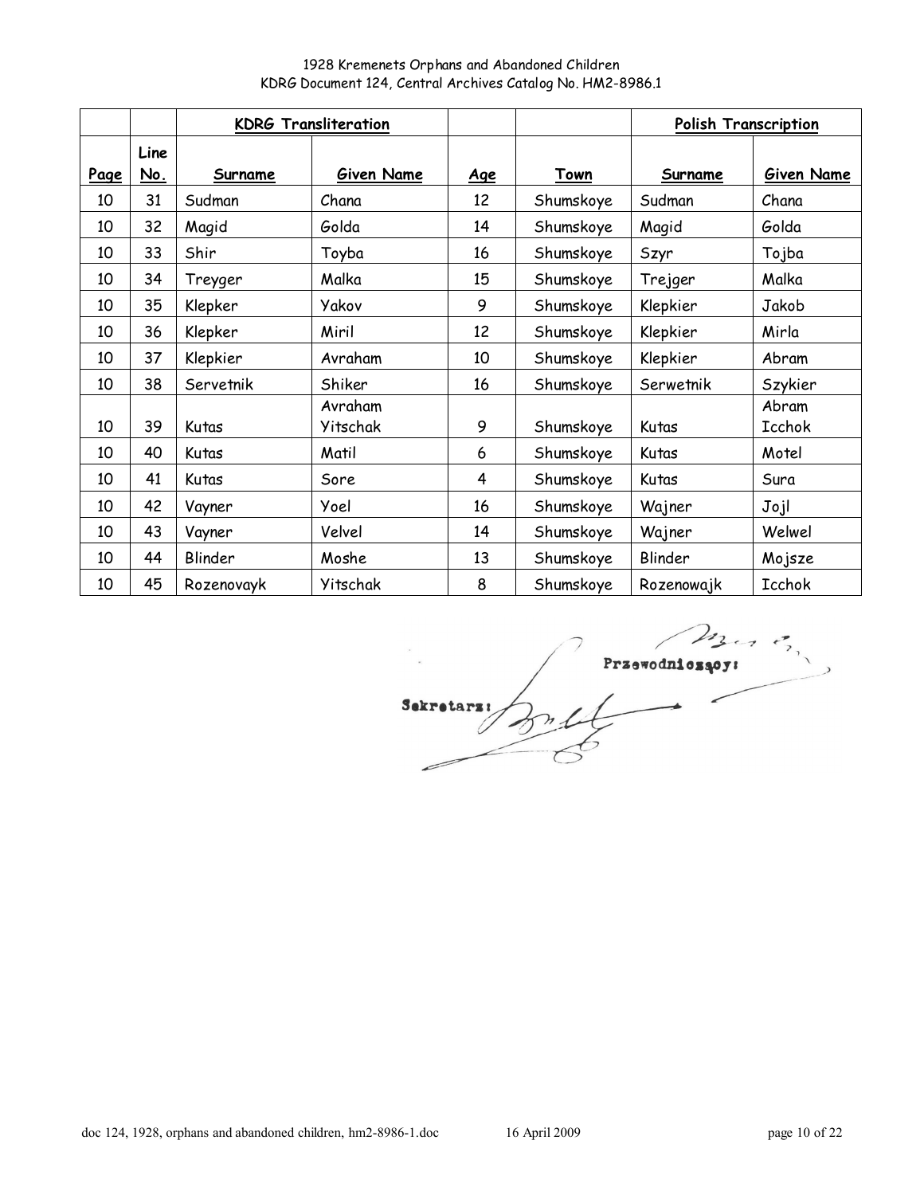1928 Kremenets Orphans and Abandoned Children
KDRG Document 124, Central Archives Catalog No. HM2-8986.1

| | | KDRG Transliteration | | | | Polish Transcription | |
|---|---|---|---|---|---|---|---|
| Page | Line No. | Surname | Given Name | Age | Town | Surname | Given Name |
| 10 | 31 | Sudman | Chana | 12 | Shumskoye | Sudman | Chana |
| 10 | 32 | Magid | Golda | 14 | Shumskoye | Magid | Golda |
| 10 | 33 | Shir | Toyba | 16 | Shumskoye | Szyr | Tojba |
| 10 | 34 | Treyger | Malka | 15 | Shumskoye | Trejger | Malka |
| 10 | 35 | Klepker | Yakov | 9 | Shumskoye | Klepkier | Jakob |
| 10 | 36 | Klepker | Miril | 12 | Shumskoye | Klepkier | Mirla |
| 10 | 37 | Klepkier | Avraham | 10 | Shumskoye | Klepkier | Abram |
| 10 | 38 | Servetnik | Shiker | 16 | Shumskoye | Serwetnik | Szykier |
| 10 | 39 | Kutas | Avraham Yitschak | 9 | Shumskoye | Kutas | Abram Icchok |
| 10 | 40 | Kutas | Matil | 6 | Shumskoye | Kutas | Motel |
| 10 | 41 | Kutas | Sore | 4 | Shumskoye | Kutas | Sura |
| 10 | 42 | Vayner | Yoel | 16 | Shumskoye | Wajner | Jojl |
| 10 | 43 | Vayner | Velvel | 14 | Shumskoye | Wajner | Welwel |
| 10 | 44 | Blinder | Moshe | 13 | Shumskoye | Blinder | Mojsze |
| 10 | 45 | Rozenovayk | Yitschak | 8 | Shumskoye | Rozenowajk | Icchok |

Przewodniczący:

Sekretarz:

doc 124, 1928, orphans and abandoned children, hm2-8986-1.doc 16 April 2009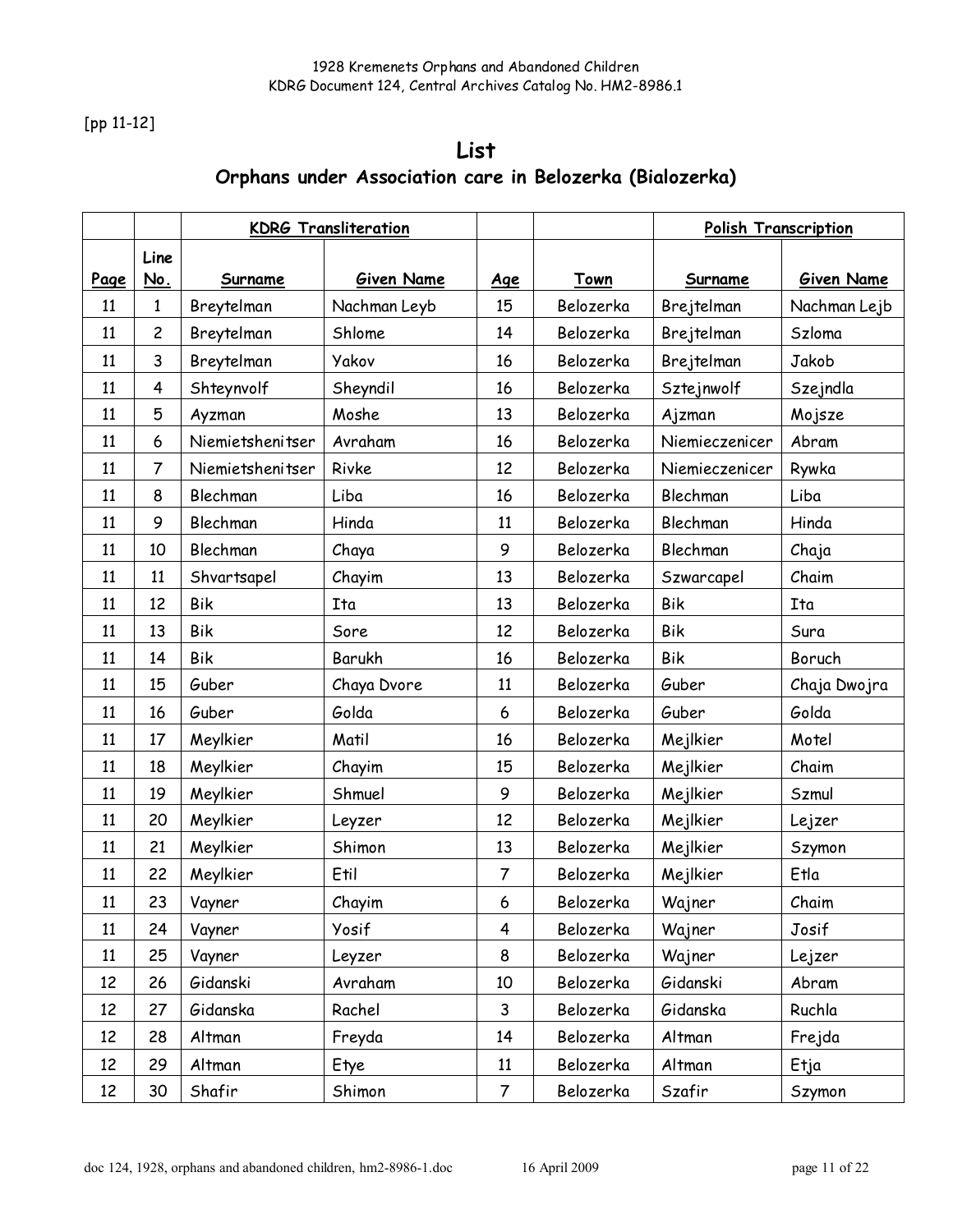[pp 11-12]

# List

## Orphans under Association care in Belozerka (Bialozerka)

| | | KDRG Transliteration | | | | Polish Transcription | |
|---|---|---|---|---|---|---|---|
| **Page** | **Line No.** | **Surname** | **Given Name** | **Age** | **Town** | **Surname** | **Given Name** |
| 11 | 1 | Breytelman | Nachman Leyb | 15 | Belozerka | Brejtelman | Nachman Lejb |
| 11 | 2 | Breytelman | Shlome | 14 | Belozerka | Brejtelman | Szloma |
| 11 | 3 | Breytelman | Yakov | 16 | Belozerka | Brejtelman | Jakob |
| 11 | 4 | Shteynvolf | Sheyndil | 16 | Belozerka | Sztejnwolf | Szejndla |
| 11 | 5 | Ayzman | Moshe | 13 | Belozerka | Ajzman | Mojsze |
| 11 | 6 | Niemietshenitser | Avraham | 16 | Belozerka | Niemieczenicer | Abram |
| 11 | 7 | Niemietshenitser | Rivke | 12 | Belozerka | Niemieczenicer | Rywka |
| 11 | 8 | Blechman | Liba | 16 | Belozerka | Blechman | Liba |
| 11 | 9 | Blechman | Hinda | 11 | Belozerka | Blechman | Hinda |
| 11 | 10 | Blechman | Chaya | 9 | Belozerka | Blechman | Chaja |
| 11 | 11 | Shvartsapel | Chayim | 13 | Belozerka | Szwarcapel | Chaim |
| 11 | 12 | Bik | Ita | 13 | Belozerka | Bik | Ita |
| 11 | 13 | Bik | Sore | 12 | Belozerka | Bik | Sura |
| 11 | 14 | Bik | Barukh | 16 | Belozerka | Bik | Boruch |
| 11 | 15 | Guber | Chaya Dvore | 11 | Belozerka | Guber | Chaja Dwojra |
| 11 | 16 | Guber | Golda | 6 | Belozerka | Guber | Golda |
| 11 | 17 | Meylkier | Matil | 16 | Belozerka | Mejlkier | Motel |
| 11 | 18 | Meylkier | Chayim | 15 | Belozerka | Mejlkier | Chaim |
| 11 | 19 | Meylkier | Shmuel | 9 | Belozerka | Mejlkier | Szmul |
| 11 | 20 | Meylkier | Leyzer | 12 | Belozerka | Mejlkier | Lejzer |
| 11 | 21 | Meylkier | Shimon | 13 | Belozerka | Mejlkier | Szymon |
| 11 | 22 | Meylkier | Etil | 7 | Belozerka | Mejlkier | Etla |
| 11 | 23 | Vayner | Chayim | 6 | Belozerka | Wajner | Chaim |
| 11 | 24 | Vayner | Yosif | 4 | Belozerka | Wajner | Josif |
| 11 | 25 | Vayner | Leyzer | 8 | Belozerka | Wajner | Lejzer |
| 12 | 26 | Gidanski | Avraham | 10 | Belozerka | Gidanski | Abram |
| 12 | 27 | Gidanska | Rachel | 3 | Belozerka | Gidanska | Ruchla |
| 12 | 28 | Altman | Freyda | 14 | Belozerka | Altman | Frejda |
| 12 | 29 | Altman | Etye | 11 | Belozerka | Altman | Etja |
| 12 | 30 | Shafir | Shimon | 7 | Belozerka | Szafir | Szymon |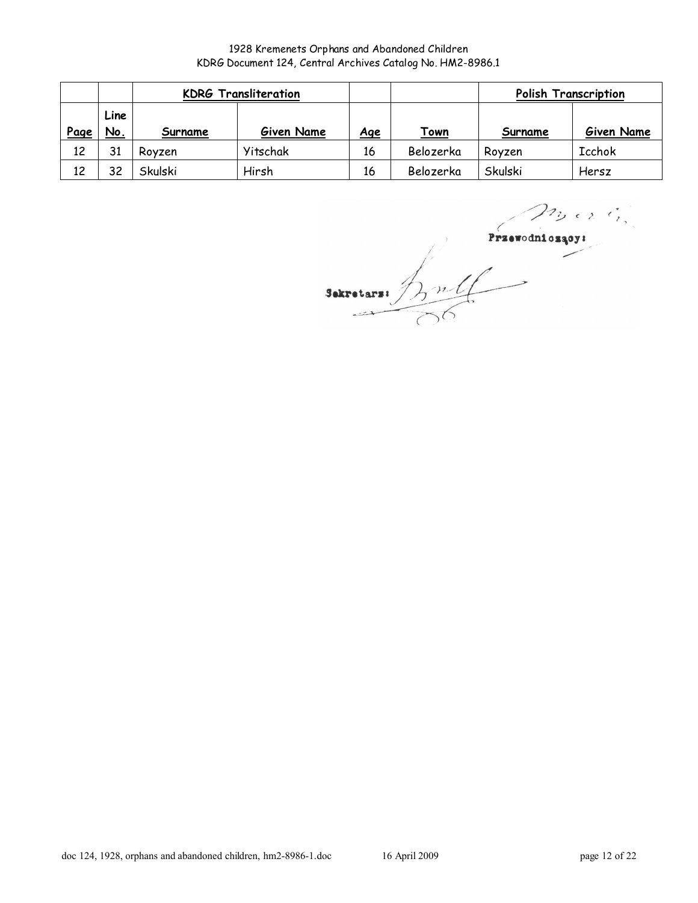| | | KDRG Transliteration | | | | Polish Transcription | |
|---|---|---|---|---|---|---|---|
| Page | Line No. | Surname | Given Name | Age | Town | Surname | Given Name |
| 12 | 31 | Royzen | Yitschak | 16 | Belozerka | Royzen | Icchok |
| 12 | 32 | Skulski | Hirsh | 16 | Belozerka | Skulski | Hersz |

Przewodniczący:

Sekretarz: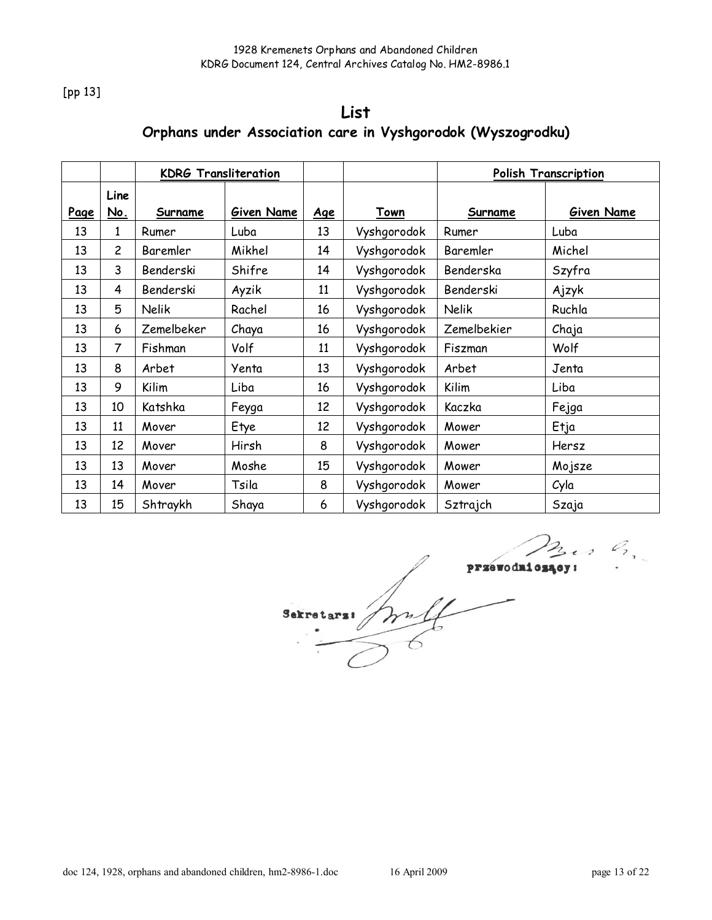[pp 13]

## List

### Orphans under Association care in Vyshgorodok (Wyszogrodku)

| | | KDRG Transliteration | | | | Polish Transcription | |
|---|---|---|---|---|---|---|---|
| Page | Line No. | Surname | Given Name | Age | Town | Surname | Given Name |
| 13 | 1 | Rumer | Luba | 13 | Vyshgorodok | Rumer | Luba |
| 13 | 2 | Baremler | Mikhel | 14 | Vyshgorodok | Baremler | Michel |
| 13 | 3 | Benderski | Shifre | 14 | Vyshgorodok | Benderska | Szyfra |
| 13 | 4 | Benderski | Ayzik | 11 | Vyshgorodok | Benderski | Ajzyk |
| 13 | 5 | Nelik | Rachel | 16 | Vyshgorodok | Nelik | Ruchla |
| 13 | 6 | Zemelbeker | Chaya | 16 | Vyshgorodok | Zemelbekier | Chaja |
| 13 | 7 | Fishman | Volf | 11 | Vyshgorodok | Fiszman | Wolf |
| 13 | 8 | Arbet | Yenta | 13 | Vyshgorodok | Arbet | Jenta |
| 13 | 9 | Kilim | Liba | 16 | Vyshgorodok | Kilim | Liba |
| 13 | 10 | Katshka | Feyga | 12 | Vyshgorodok | Kaczka | Fejga |
| 13 | 11 | Mover | Etye | 12 | Vyshgorodok | Mower | Etja |
| 13 | 12 | Mover | Hirsh | 8 | Vyshgorodok | Mower | Hersz |
| 13 | 13 | Mover | Moshe | 15 | Vyshgorodok | Mower | Mojsze |
| 13 | 14 | Mover | Tsila | 8 | Vyshgorodok | Mower | Cyla |
| 13 | 15 | Shtraykh | Shaya | 6 | Vyshgorodok | Sztrajch | Szaja |

Przewodniczący:

Sekretarz: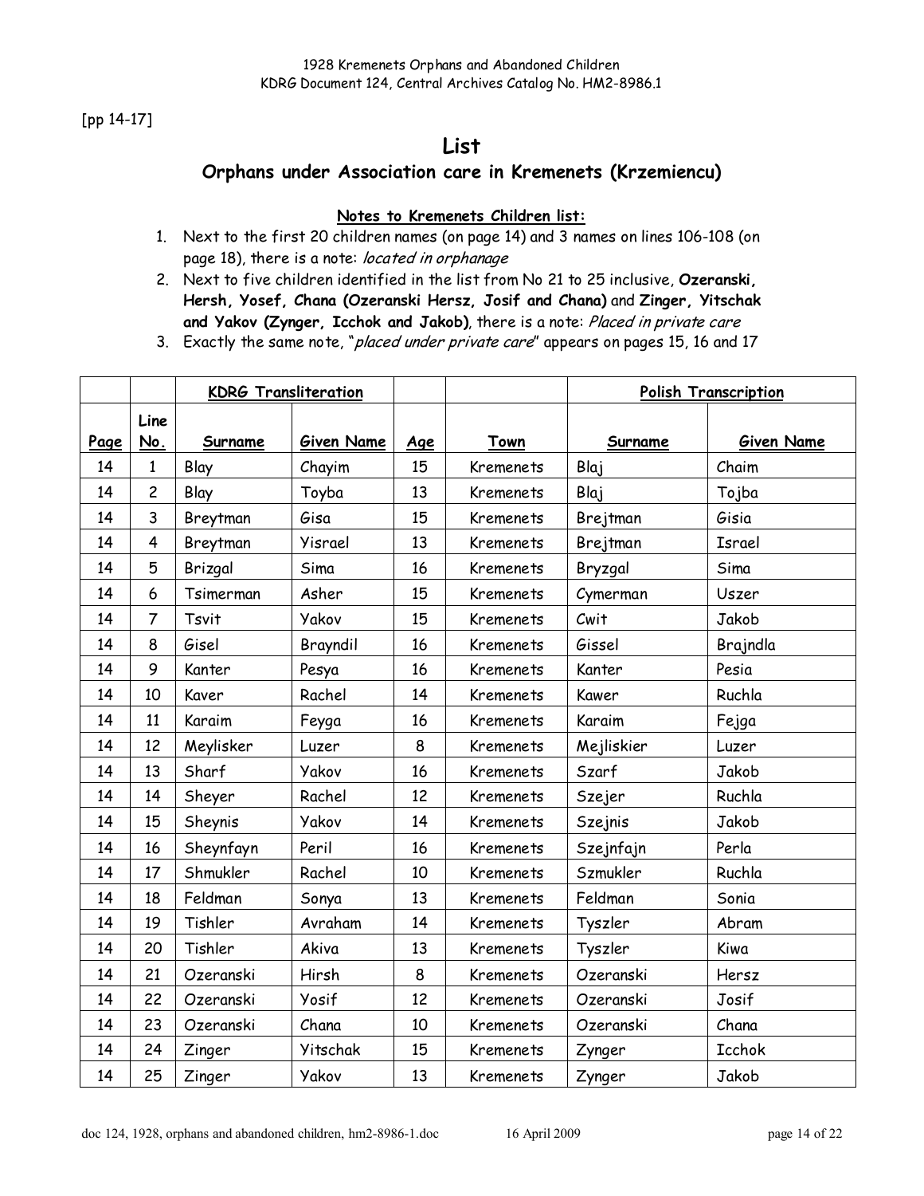[pp 14-17]

# List

## Orphans under Association care in Kremenets (Krzemiencu)

**Notes to Kremenets Children list:**

1. Next to the first 20 children names (on page 14) and 3 names on lines 106-108 (on page 18), there is a note: *located in orphanage*
2. Next to five children identified in the list from No 21 to 25 inclusive, **Ozeranski, Hersh, Yosef, Chana (Ozeranski Hersz, Josif and Chana)** and **Zinger, Yitschak and Yakov (Zynger, Icchok and Jakob)**, there is a note: *Placed in private care*
3. Exactly the same note, "*placed under private care*" appears on pages 15, 16 and 17

| | | KDRG Transliteration | | | | Polish Transcription | |
|---|---|---|---|---|---|---|---|
| Page | Line No. | Surname | Given Name | Age | Town | Surname | Given Name |
| 14 | 1 | Blay | Chayim | 15 | Kremenets | Blaj | Chaim |
| 14 | 2 | Blay | Toyba | 13 | Kremenets | Blaj | Tojba |
| 14 | 3 | Breytman | Gisa | 15 | Kremenets | Brejtman | Gisia |
| 14 | 4 | Breytman | Yisrael | 13 | Kremenets | Brejtman | Israel |
| 14 | 5 | Brizgal | Sima | 16 | Kremenets | Bryzgal | Sima |
| 14 | 6 | Tsimerman | Asher | 15 | Kremenets | Cymerman | Uszer |
| 14 | 7 | Tsvit | Yakov | 15 | Kremenets | Cwit | Jakob |
| 14 | 8 | Gisel | Brayndil | 16 | Kremenets | Gissel | Brajndla |
| 14 | 9 | Kanter | Pesya | 16 | Kremenets | Kanter | Pesia |
| 14 | 10 | Kaver | Rachel | 14 | Kremenets | Kawer | Ruchla |
| 14 | 11 | Karaim | Feyga | 16 | Kremenets | Karaim | Fejga |
| 14 | 12 | Meylisker | Luzer | 8 | Kremenets | Mejliskier | Luzer |
| 14 | 13 | Sharf | Yakov | 16 | Kremenets | Szarf | Jakob |
| 14 | 14 | Sheyer | Rachel | 12 | Kremenets | Szejer | Ruchla |
| 14 | 15 | Sheynis | Yakov | 14 | Kremenets | Szejnis | Jakob |
| 14 | 16 | Sheynfayn | Peril | 16 | Kremenets | Szejnfajn | Perla |
| 14 | 17 | Shmukler | Rachel | 10 | Kremenets | Szmukler | Ruchla |
| 14 | 18 | Feldman | Sonya | 13 | Kremenets | Feldman | Sonia |
| 14 | 19 | Tishler | Avraham | 14 | Kremenets | Tyszler | Abram |
| 14 | 20 | Tishler | Akiva | 13 | Kremenets | Tyszler | Kiwa |
| 14 | 21 | Ozeranski | Hirsh | 8 | Kremenets | Ozeranski | Hersz |
| 14 | 22 | Ozeranski | Yosif | 12 | Kremenets | Ozeranski | Josif |
| 14 | 23 | Ozeranski | Chana | 10 | Kremenets | Ozeranski | Chana |
| 14 | 24 | Zinger | Yitschak | 15 | Kremenets | Zynger | Icchok |
| 14 | 25 | Zinger | Yakov | 13 | Kremenets | Zynger | Jakob |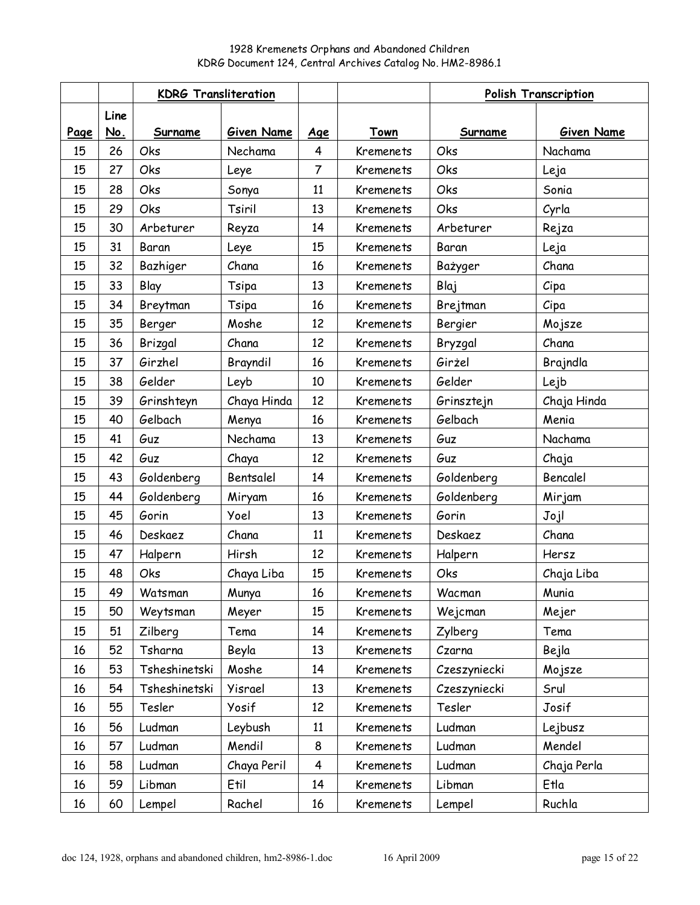1928 Kremenets Orphans and Abandoned Children
KDRG Document 124, Central Archives Catalog No. HM2-8986.1

| | | KDRG Transliteration | | | | Polish Transcription | |
|---|---|---|---|---|---|---|---|
| Page | Line No. | Surname | Given Name | Age | Town | Surname | Given Name |
| 15 | 26 | Oks | Nechama | 4 | Kremenets | Oks | Nachama |
| 15 | 27 | Oks | Leye | 7 | Kremenets | Oks | Leja |
| 15 | 28 | Oks | Sonya | 11 | Kremenets | Oks | Sonia |
| 15 | 29 | Oks | Tsiril | 13 | Kremenets | Oks | Cyrla |
| 15 | 30 | Arbeturer | Reyza | 14 | Kremenets | Arbeturer | Rejza |
| 15 | 31 | Baran | Leye | 15 | Kremenets | Baran | Leja |
| 15 | 32 | Bazhiger | Chana | 16 | Kremenets | Bażyger | Chana |
| 15 | 33 | Blay | Tsipa | 13 | Kremenets | Blaj | Cipa |
| 15 | 34 | Breytman | Tsipa | 16 | Kremenets | Brejtman | Cipa |
| 15 | 35 | Berger | Moshe | 12 | Kremenets | Bergier | Mojsze |
| 15 | 36 | Brizgal | Chana | 12 | Kremenets | Bryzgal | Chana |
| 15 | 37 | Girzhel | Brayndil | 16 | Kremenets | Girżel | Brajndla |
| 15 | 38 | Gelder | Leyb | 10 | Kremenets | Gelder | Lejb |
| 15 | 39 | Grinshteyn | Chaya Hinda | 12 | Kremenets | Grinsztejn | Chaja Hinda |
| 15 | 40 | Gelbach | Menya | 16 | Kremenets | Gelbach | Menia |
| 15 | 41 | Guz | Nechama | 13 | Kremenets | Guz | Nachama |
| 15 | 42 | Guz | Chaya | 12 | Kremenets | Guz | Chaja |
| 15 | 43 | Goldenberg | Bentsalel | 14 | Kremenets | Goldenberg | Bencalel |
| 15 | 44 | Goldenberg | Miryam | 16 | Kremenets | Goldenberg | Mirjam |
| 15 | 45 | Gorin | Yoel | 13 | Kremenets | Gorin | Jojl |
| 15 | 46 | Deskaez | Chana | 11 | Kremenets | Deskaez | Chana |
| 15 | 47 | Halpern | Hirsh | 12 | Kremenets | Halpern | Hersz |
| 15 | 48 | Oks | Chaya Liba | 15 | Kremenets | Oks | Chaja Liba |
| 15 | 49 | Watsman | Munya | 16 | Kremenets | Wacman | Munia |
| 15 | 50 | Weytsman | Meyer | 15 | Kremenets | Wejcman | Mejer |
| 15 | 51 | Zilberg | Tema | 14 | Kremenets | Zylberg | Tema |
| 16 | 52 | Tsharna | Beyla | 13 | Kremenets | Czarna | Bejla |
| 16 | 53 | Tsheshinetski | Moshe | 14 | Kremenets | Czeszyniecki | Mojsze |
| 16 | 54 | Tsheshinetski | Yisrael | 13 | Kremenets | Czeszyniecki | Srul |
| 16 | 55 | Tesler | Yosif | 12 | Kremenets | Tesler | Josif |
| 16 | 56 | Ludman | Leybush | 11 | Kremenets | Ludman | Lejbusz |
| 16 | 57 | Ludman | Mendil | 8 | Kremenets | Ludman | Mendel |
| 16 | 58 | Ludman | Chaya Peril | 4 | Kremenets | Ludman | Chaja Perla |
| 16 | 59 | Libman | Etil | 14 | Kremenets | Libman | Etla |
| 16 | 60 | Lempel | Rachel | 16 | Kremenets | Lempel | Ruchla |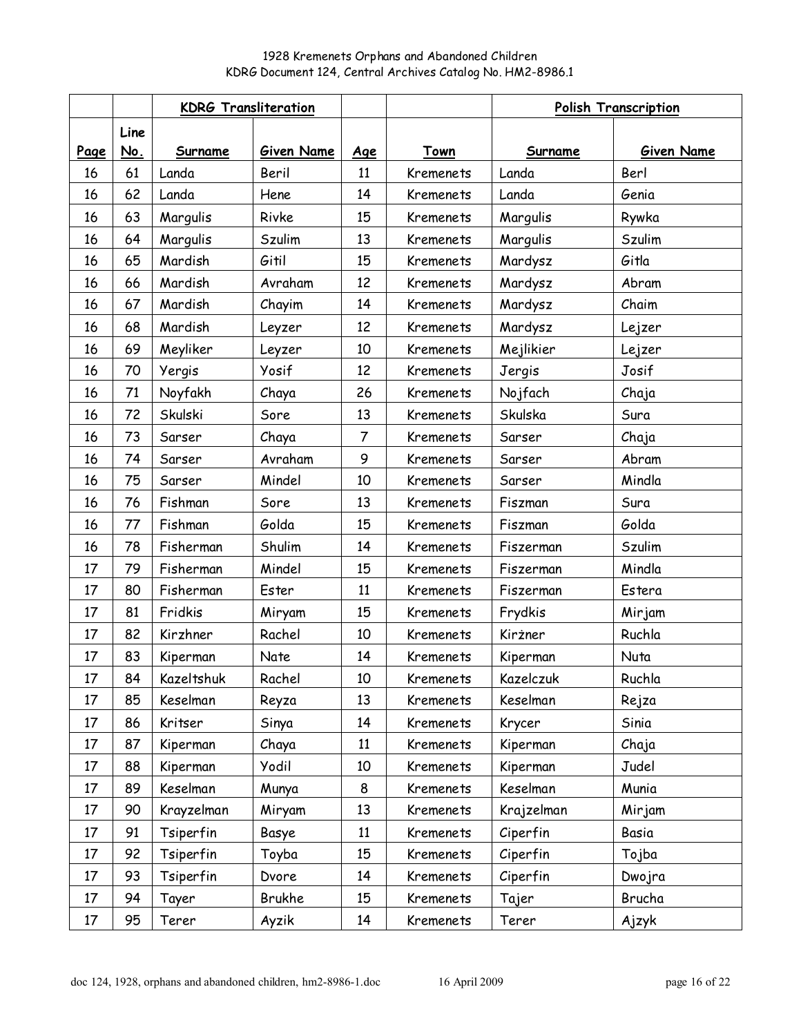1928 Kremenets Orphans and Abandoned Children
KDRG Document 124, Central Archives Catalog No. HM2-8986.1

| | | KDRG Transliteration | | | | Polish Transcription | |
|---|---|---|---|---|---|---|---|
| Page | Line No. | Surname | Given Name | Age | Town | Surname | Given Name |
| 16 | 61 | Landa | Beril | 11 | Kremenets | Landa | Berl |
| 16 | 62 | Landa | Hene | 14 | Kremenets | Landa | Genia |
| 16 | 63 | Margulis | Rivke | 15 | Kremenets | Margulis | Rywka |
| 16 | 64 | Margulis | Szulim | 13 | Kremenets | Margulis | Szulim |
| 16 | 65 | Mardish | Gitil | 15 | Kremenets | Mardysz | Gitla |
| 16 | 66 | Mardish | Avraham | 12 | Kremenets | Mardysz | Abram |
| 16 | 67 | Mardish | Chayim | 14 | Kremenets | Mardysz | Chaim |
| 16 | 68 | Mardish | Leyzer | 12 | Kremenets | Mardysz | Lejzer |
| 16 | 69 | Meyliker | Leyzer | 10 | Kremenets | Mejlikier | Lejzer |
| 16 | 70 | Yergis | Yosif | 12 | Kremenets | Jergis | Josif |
| 16 | 71 | Noyfakh | Chaya | 26 | Kremenets | Nojfach | Chaja |
| 16 | 72 | Skulski | Sore | 13 | Kremenets | Skulska | Sura |
| 16 | 73 | Sarser | Chaya | 7 | Kremenets | Sarser | Chaja |
| 16 | 74 | Sarser | Avraham | 9 | Kremenets | Sarser | Abram |
| 16 | 75 | Sarser | Mindel | 10 | Kremenets | Sarser | Mindla |
| 16 | 76 | Fishman | Sore | 13 | Kremenets | Fiszman | Sura |
| 16 | 77 | Fishman | Golda | 15 | Kremenets | Fiszman | Golda |
| 16 | 78 | Fisherman | Shulim | 14 | Kremenets | Fiszerman | Szulim |
| 17 | 79 | Fisherman | Mindel | 15 | Kremenets | Fiszerman | Mindla |
| 17 | 80 | Fisherman | Ester | 11 | Kremenets | Fiszerman | Estera |
| 17 | 81 | Fridkis | Miryam | 15 | Kremenets | Frydkis | Mirjam |
| 17 | 82 | Kirzhner | Rachel | 10 | Kremenets | Kirżner | Ruchla |
| 17 | 83 | Kiperman | Nate | 14 | Kremenets | Kiperman | Nuta |
| 17 | 84 | Kazeltshuk | Rachel | 10 | Kremenets | Kazelczuk | Ruchla |
| 17 | 85 | Keselman | Reyza | 13 | Kremenets | Keselman | Rejza |
| 17 | 86 | Kritser | Sinya | 14 | Kremenets | Krycer | Sinia |
| 17 | 87 | Kiperman | Chaya | 11 | Kremenets | Kiperman | Chaja |
| 17 | 88 | Kiperman | Yodil | 10 | Kremenets | Kiperman | Judel |
| 17 | 89 | Keselman | Munya | 8 | Kremenets | Keselman | Munia |
| 17 | 90 | Krayzelman | Miryam | 13 | Kremenets | Krajzelman | Mirjam |
| 17 | 91 | Tsiperfin | Basye | 11 | Kremenets | Ciperfin | Basia |
| 17 | 92 | Tsiperfin | Toyba | 15 | Kremenets | Ciperfin | Tojba |
| 17 | 93 | Tsiperfin | Dvore | 14 | Kremenets | Ciperfin | Dwojra |
| 17 | 94 | Tayer | Brukhe | 15 | Kremenets | Tajer | Brucha |
| 17 | 95 | Terer | Ayzik | 14 | Kremenets | Terer | Ajzyk |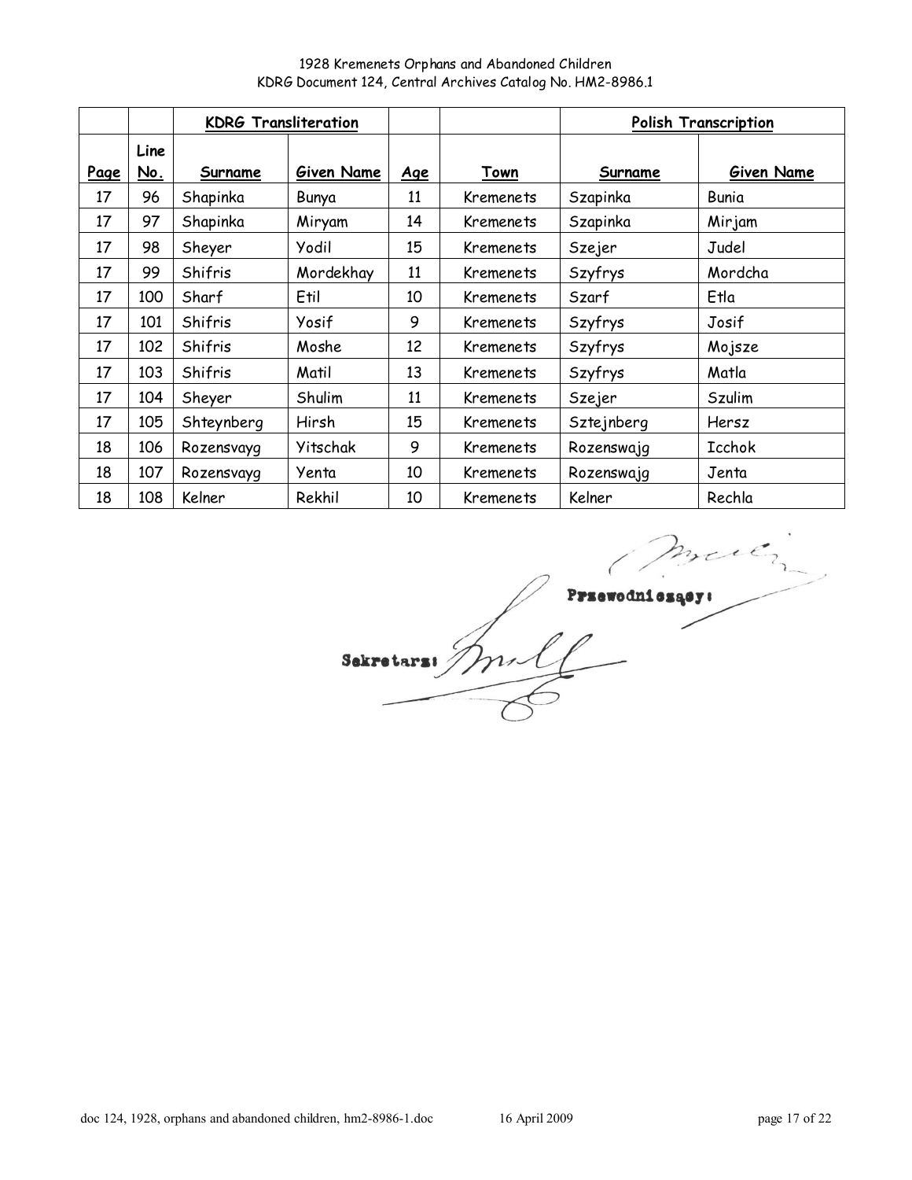1928 Kremenets Orphans and Abandoned Children
KDRG Document 124, Central Archives Catalog No. HM2-8986.1

| | | KDRG Transliteration | | | | Polish Transcription | |
|---|---|---|---|---|---|---|---|
| Page | Line No. | Surname | Given Name | Age | Town | Surname | Given Name |
| 17 | 96 | Shapinka | Bunya | 11 | Kremenets | Szapinka | Bunia |
| 17 | 97 | Shapinka | Miryam | 14 | Kremenets | Szapinka | Mirjam |
| 17 | 98 | Sheyer | Yodil | 15 | Kremenets | Szejer | Judel |
| 17 | 99 | Shifris | Mordekhay | 11 | Kremenets | Szyfrys | Mordcha |
| 17 | 100 | Sharf | Etil | 10 | Kremenets | Szarf | Etla |
| 17 | 101 | Shifris | Yosif | 9 | Kremenets | Szyfrys | Josif |
| 17 | 102 | Shifris | Moshe | 12 | Kremenets | Szyfrys | Mojsze |
| 17 | 103 | Shifris | Matil | 13 | Kremenets | Szyfrys | Matla |
| 17 | 104 | Sheyer | Shulim | 11 | Kremenets | Szejer | Szulim |
| 17 | 105 | Shteynberg | Hirsh | 15 | Kremenets | Sztejnberg | Hersz |
| 18 | 106 | Rozensvayg | Yitschak | 9 | Kremenets | Rozenswajg | Icchok |
| 18 | 107 | Rozensvayg | Yenta | 10 | Kremenets | Rozenswajg | Jenta |
| 18 | 108 | Kelner | Rekhil | 10 | Kremenets | Kelner | Rechla |

Przewodniczący:

Sekretarz: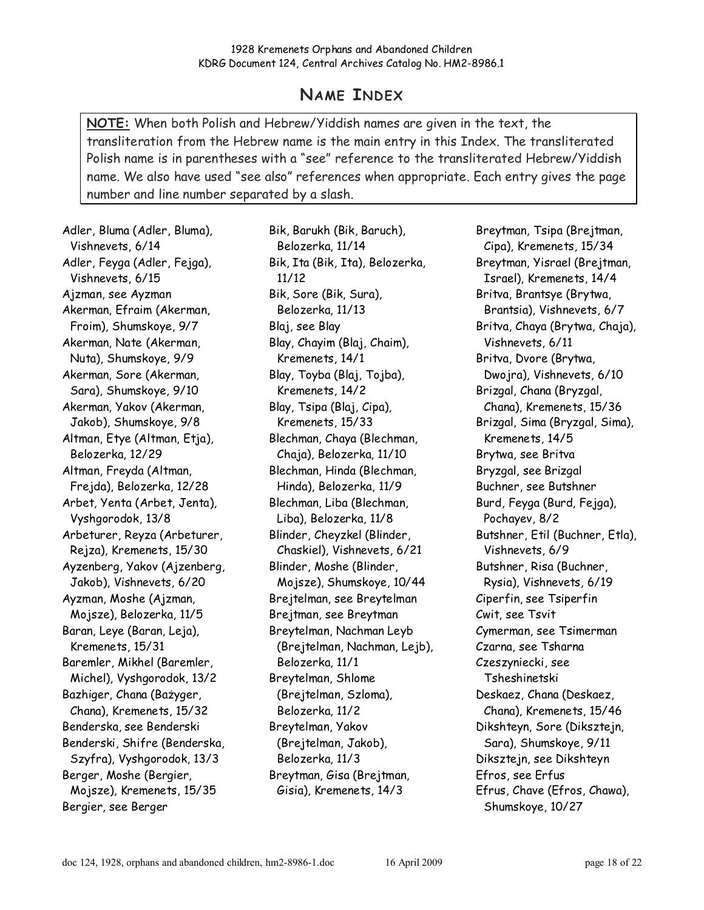# NAME INDEX

**NOTE:** When both Polish and Hebrew/Yiddish names are given in the text, the transliteration from the Hebrew name is the main entry in this Index. The transliterated Polish name is in parentheses with a "see" reference to the transliterated Hebrew/Yiddish name. We also have used "see also" references when appropriate. Each entry gives the page number and line number separated by a slash.

Adler, Bluma (Adler, Bluma), Vishnevets, 6/14
Adler, Feyga (Adler, Fejga), Vishnevets, 6/15
Ajzman, see Ayzman
Akerman, Efraim (Akerman, Froim), Shumskoye, 9/7
Akerman, Nate (Akerman, Nuta), Shumskoye, 9/9
Akerman, Sore (Akerman, Sara), Shumskoye, 9/10
Akerman, Yakov (Akerman, Jakob), Shumskoye, 9/8
Altman, Etye (Altman, Etja), Belozerka, 12/29
Altman, Freyda (Altman, Frejda), Belozerka, 12/28
Arbet, Yenta (Arbet, Jenta), Vyshgorodok, 13/8
Arbeturer, Reyza (Arbeturer, Rejza), Kremenets, 15/30
Ayzenberg, Yakov (Ajzenberg, Jakob), Vishnevets, 6/20
Ayzman, Moshe (Ajzman, Mojsze), Belozerka, 11/5
Baran, Leye (Baran, Leja), Kremenets, 15/31
Baremler, Mikhel (Baremler, Michel), Vyshgorodok, 13/2
Bazhiger, Chana (Bażyger, Chana), Kremenets, 15/32
Benderska, see Benderski
Benderski, Shifre (Benderska, Szyfra), Vyshgorodok, 13/3
Berger, Moshe (Bergier, Mojsze), Kremenets, 15/35
Bergier, see Berger
Bik, Barukh (Bik, Baruch), Belozerka, 11/14
Bik, Ita (Bik, Ita), Belozerka, 11/12
Bik, Sore (Bik, Sura), Belozerka, 11/13
Blaj, see Blay
Blay, Chayim (Blaj, Chaim), Kremenets, 14/1
Blay, Toyba (Blaj, Tojba), Kremenets, 14/2
Blay, Tsipa (Blaj, Cipa), Kremenets, 15/33
Blechman, Chaya (Blechman, Chaja), Belozerka, 11/10
Blechman, Hinda (Blechman, Hinda), Belozerka, 11/9
Blechman, Liba (Blechman, Liba), Belozerka, 11/8
Blinder, Cheyzkel (Blinder, Chaskiel), Vishnevets, 6/21
Blinder, Moshe (Blinder, Mojsze), Shumskoye, 10/44
Brejtelman, see Breytelman
Brejtman, see Breytman
Breytelman, Nachman Leyb (Brejtelman, Nachman, Lejb), Belozerka, 11/1
Breytelman, Shlome (Brejtelman, Szloma), Belozerka, 11/2
Breytelman, Yakov (Brejtelman, Jakob), Belozerka, 11/3
Breytman, Gisa (Brejtman, Gisia), Kremenets, 14/3
Breytman, Tsipa (Brejtman, Cipa), Kremenets, 15/34
Breytman, Yisrael (Brejtman, Israel), Kremenets, 14/4
Britva, Brantsye (Brytwa, Brantsia), Vishnevets, 6/7
Britva, Chaya (Brytwa, Chaja), Vishnevets, 6/11
Britva, Dvore (Brytwa, Dwojra), Vishnevets, 6/10
Brizgal, Chana (Bryzgal, Chana), Kremenets, 15/36
Brizgal, Sima (Bryzgal, Sima), Kremenets, 14/5
Brytwa, see Britva
Bryzgal, see Brizgal
Buchner, see Butshner
Burd, Feyga (Burd, Fejga), Pochayev, 8/2
Butshner, Etil (Buchner, Etla), Vishnevets, 6/9
Butshner, Risa (Buchner, Rysia), Vishnevets, 6/19
Ciperfin, see Tsiperfin
Cwit, see Tsvit
Cymerman, see Tsimerman
Czarna, see Tsharna
Czeszyniecki, see Tsheshinetski
Deskaez, Chana (Deskaez, Chana), Kremenets, 15/46
Dikshteyn, Sore (Diksztejn, Sara), Shumskoye, 9/11
Diksztejn, see Dikshteyn
Efros, see Erfus
Efrus, Chave (Efros, Chawa), Shumskoye, 10/27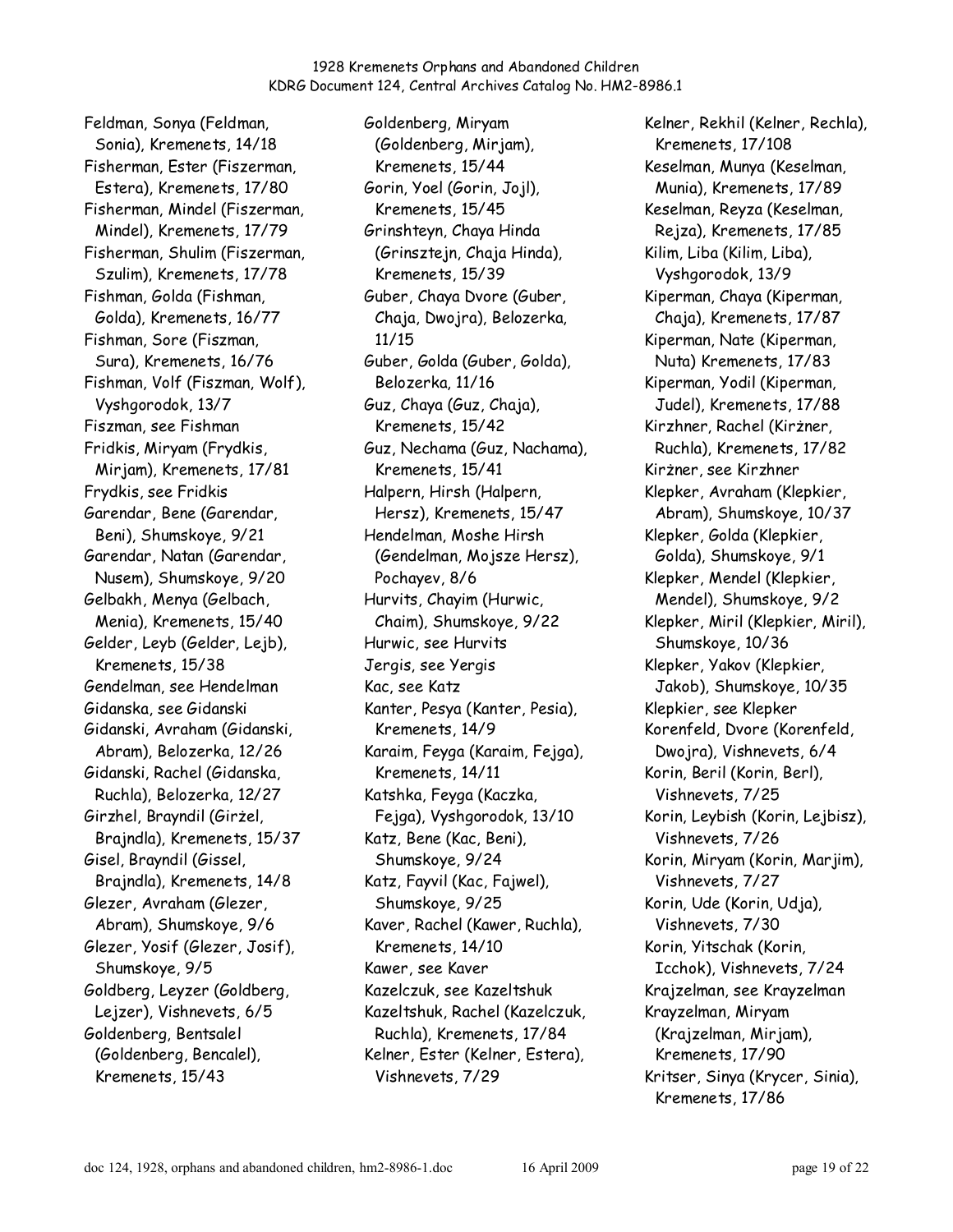Feldman, Sonya (Feldman, Sonia), Kremenets, 14/18

Fisherman, Ester (Fiszerman, Estera), Kremenets, 17/80

Fisherman, Mindel (Fiszerman, Mindel), Kremenets, 17/79

Fisherman, Shulim (Fiszerman, Szulim), Kremenets, 17/78

Fishman, Golda (Fishman, Golda), Kremenets, 16/77

Fishman, Sore (Fiszman, Sura), Kremenets, 16/76

Fishman, Volf (Fiszman, Wolf), Vyshgorodok, 13/7

Fiszman, see Fishman

Fridkis, Miryam (Frydkis, Mirjam), Kremenets, 17/81

Frydkis, see Fridkis

Garendar, Bene (Garendar, Beni), Shumskoye, 9/21

Garendar, Natan (Garendar, Nusem), Shumskoye, 9/20

Gelbakh, Menya (Gelbach, Menia), Kremenets, 15/40

Gelder, Leyb (Gelder, Lejb), Kremenets, 15/38

Gendelman, see Hendelman

Gidanska, see Gidanski

Gidanski, Avraham (Gidanski, Abram), Belozerka, 12/26

Gidanski, Rachel (Gidanska, Ruchla), Belozerka, 12/27

Girzhel, Brayndil (Girżel, Brajndla), Kremenets, 15/37

Gisel, Brayndil (Gissel, Brajndla), Kremenets, 14/8

Glezer, Avraham (Glezer, Abram), Shumskoye, 9/6

Glezer, Yosif (Glezer, Josif), Shumskoye, 9/5

Goldberg, Leyzer (Goldberg, Lejzer), Vishnevets, 6/5

Goldenberg, Bentsalel (Goldenberg, Bencalel), Kremenets, 15/43

Goldenberg, Miryam (Goldenberg, Mirjam), Kremenets, 15/44

Gorin, Yoel (Gorin, Jojl), Kremenets, 15/45

Grinshteyn, Chaya Hinda (Grinsztejn, Chaja Hinda), Kremenets, 15/39

Guber, Chaya Dvore (Guber, Chaja, Dwojra), Belozerka, 11/15

Guber, Golda (Guber, Golda), Belozerka, 11/16

Guz, Chaya (Guz, Chaja), Kremenets, 15/42

Guz, Nechama (Guz, Nachama), Kremenets, 15/41

Halpern, Hirsh (Halpern, Hersz), Kremenets, 15/47

Hendelman, Moshe Hirsh (Gendelman, Mojsze Hersz), Pochayev, 8/6

Hurvits, Chayim (Hurwic, Chaim), Shumskoye, 9/22

Hurwic, see Hurvits

Jergis, see Yergis

Kac, see Katz

Kanter, Pesya (Kanter, Pesia), Kremenets, 14/9

Karaim, Feyga (Karaim, Fejga), Kremenets, 14/11

Katshka, Feyga (Kaczka, Fejga), Vyshgorodok, 13/10

Katz, Bene (Kac, Beni), Shumskoye, 9/24

Katz, Fayvil (Kac, Fajwel), Shumskoye, 9/25

Kaver, Rachel (Kawer, Ruchla), Kremenets, 14/10

Kawer, see Kaver

Kazelczuk, see Kazeltshuk

Kazeltshuk, Rachel (Kazelczuk, Ruchla), Kremenets, 17/84

Kelner, Ester (Kelner, Estera), Vishnevets, 7/29

Kelner, Rekhil (Kelner, Rechla), Kremenets, 17/108

Keselman, Munya (Keselman, Munia), Kremenets, 17/89

Keselman, Reyza (Keselman, Rejza), Kremenets, 17/85

Kilim, Liba (Kilim, Liba), Vyshgorodok, 13/9

Kiperman, Chaya (Kiperman, Chaja), Kremenets, 17/87

Kiperman, Nate (Kiperman, Nuta) Kremenets, 17/83

Kiperman, Yodil (Kiperman, Judel), Kremenets, 17/88

Kirzhner, Rachel (Kirżner, Ruchla), Kremenets, 17/82

Kirżner, see Kirzhner

Klepker, Avraham (Klepkier, Abram), Shumskoye, 10/37

Klepker, Golda (Klepkier, Golda), Shumskoye, 9/1

Klepker, Mendel (Klepkier, Mendel), Shumskoye, 9/2

Klepker, Miril (Klepkier, Miril), Shumskoye, 10/36

Klepker, Yakov (Klepkier, Jakob), Shumskoye, 10/35

Klepkier, see Klepker

Korenfeld, Dvore (Korenfeld, Dwojra), Vishnevets, 6/4

Korin, Beril (Korin, Berl), Vishnevets, 7/25

Korin, Leybish (Korin, Lejbisz), Vishnevets, 7/26

Korin, Miryam (Korin, Marjim), Vishnevets, 7/27

Korin, Ude (Korin, Udja), Vishnevets, 7/30

Korin, Yitschak (Korin, Icchok), Vishnevets, 7/24

Krajzelman, see Krayzelman

Krayzelman, Miryam (Krajzelman, Mirjam), Kremenets, 17/90

Kritser, Sinya (Krycer, Sinia), Kremenets, 17/86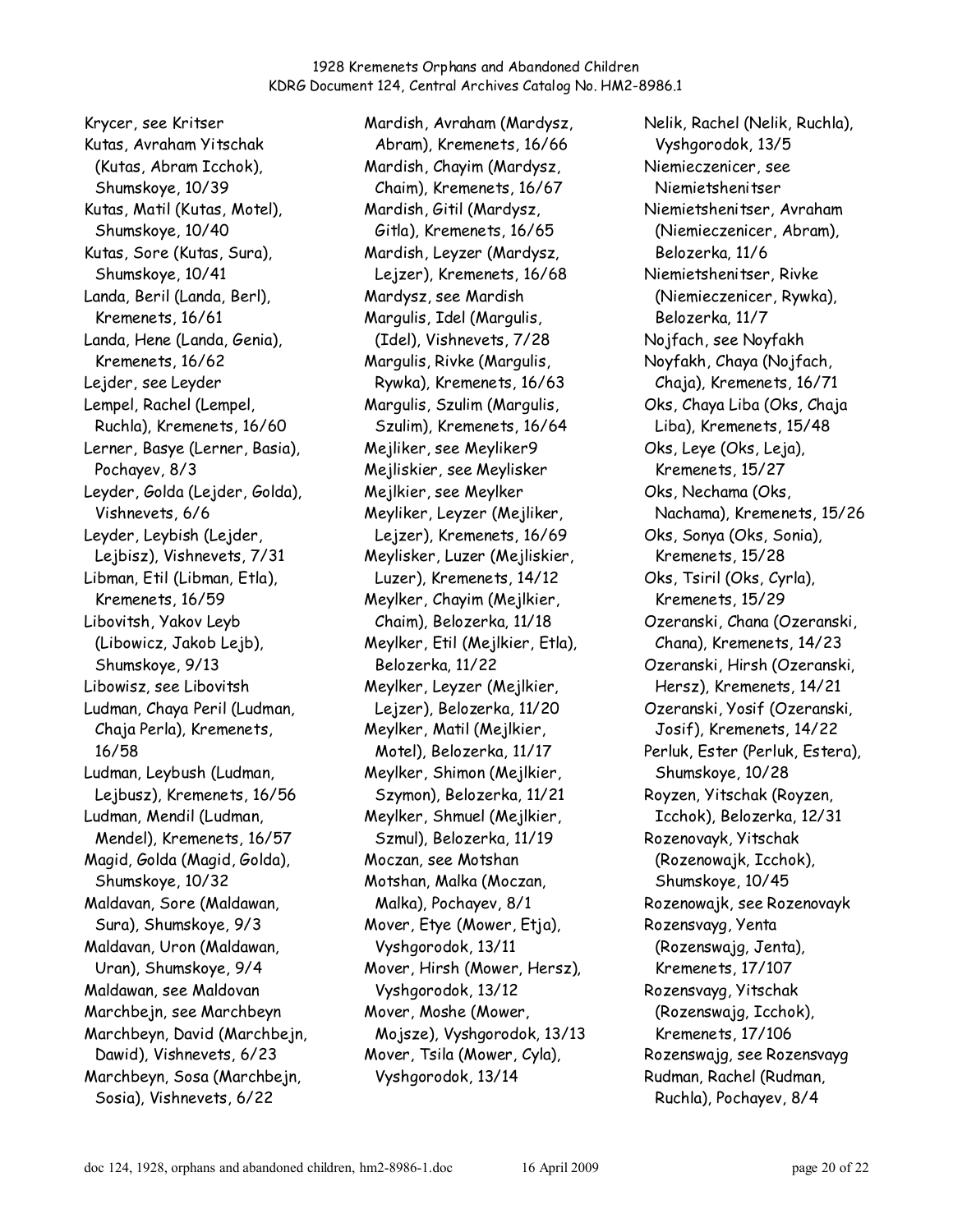Krycer, see Kritser
Kutas, Avraham Yitschak (Kutas, Abram Icchok), Shumskoye, 10/39
Kutas, Matil (Kutas, Motel), Shumskoye, 10/40
Kutas, Sore (Kutas, Sura), Shumskoye, 10/41
Landa, Beril (Landa, Berl), Kremenets, 16/61
Landa, Hene (Landa, Genia), Kremenets, 16/62
Lejder, see Leyder
Lempel, Rachel (Lempel, Ruchla), Kremenets, 16/60
Lerner, Basye (Lerner, Basia), Pochayev, 8/3
Leyder, Golda (Lejder, Golda), Vishnevets, 6/6
Leyder, Leybish (Lejder, Lejbisz), Vishnevets, 7/31
Libman, Etil (Libman, Etla), Kremenets, 16/59
Libovitsh, Yakov Leyb (Libowicz, Jakob Lejb), Shumskoye, 9/13
Libowisz, see Libovitsh
Ludman, Chaya Peril (Ludman, Chaja Perla), Kremenets, 16/58
Ludman, Leybush (Ludman, Lejbusz), Kremenets, 16/56
Ludman, Mendil (Ludman, Mendel), Kremenets, 16/57
Magid, Golda (Magid, Golda), Shumskoye, 10/32
Maldavan, Sore (Maldawan, Sura), Shumskoye, 9/3
Maldavan, Uron (Maldawan, Uran), Shumskoye, 9/4
Maldawan, see Maldovan
Marchbejn, see Marchbeyn
Marchbeyn, David (Marchbejn, Dawid), Vishnevets, 6/23
Marchbeyn, Sosa (Marchbejn, Sosia), Vishnevets, 6/22
Mardish, Avraham (Mardysz, Abram), Kremenets, 16/66
Mardish, Chayim (Mardysz, Chaim), Kremenets, 16/67
Mardish, Gitil (Mardysz, Gitla), Kremenets, 16/65
Mardish, Leyzer (Mardysz, Lejzer), Kremenets, 16/68
Mardysz, see Mardish
Margulis, Idel (Margulis, (Idel), Vishnevets, 7/28
Margulis, Rivke (Margulis, Rywka), Kremenets, 16/63
Margulis, Szulim (Margulis, Szulim), Kremenets, 16/64
Mejliker, see Meyliker9
Mejliskier, see Meylisker
Mejlkier, see Meylker
Meyliker, Leyzer (Mejliker, Lejzer), Kremenets, 16/69
Meylisker, Luzer (Mejliskier, Luzer), Kremenets, 14/12
Meylker, Chayim (Mejlkier, Chaim), Belozerka, 11/18
Meylker, Etil (Mejlkier, Etla), Belozerka, 11/22
Meylker, Leyzer (Mejlkier, Lejzer), Belozerka, 11/20
Meylker, Matil (Mejlkier, Motel), Belozerka, 11/17
Meylker, Shimon (Mejlkier, Szymon), Belozerka, 11/21
Meylker, Shmuel (Mejlkier, Szmul), Belozerka, 11/19
Moczan, see Motshan
Motshan, Malka (Moczan, Malka), Pochayev, 8/1
Mover, Etye (Mower, Etja), Vyshgorodok, 13/11
Mover, Hirsh (Mower, Hersz), Vyshgorodok, 13/12
Mover, Moshe (Mower, Mojsze), Vyshgorodok, 13/13
Mover, Tsila (Mower, Cyla), Vyshgorodok, 13/14
Nelik, Rachel (Nelik, Ruchla), Vyshgorodok, 13/5
Niemieczenicer, see Niemietshenitser
Niemietshenitser, Avraham (Niemieczenicer, Abram), Belozerka, 11/6
Niemietshenitser, Rivke (Niemieczenicer, Rywka), Belozerka, 11/7
Nojfach, see Noyfakh
Noyfakh, Chaya (Nojfach, Chaja), Kremenets, 16/71
Oks, Chaya Liba (Oks, Chaja Liba), Kremenets, 15/48
Oks, Leye (Oks, Leja), Kremenets, 15/27
Oks, Nechama (Oks, Nachama), Kremenets, 15/26
Oks, Sonya (Oks, Sonia), Kremenets, 15/28
Oks, Tsiril (Oks, Cyrla), Kremenets, 15/29
Ozeranski, Chana (Ozeranski, Chana), Kremenets, 14/23
Ozeranski, Hirsh (Ozeranski, Hersz), Kremenets, 14/21
Ozeranski, Yosif (Ozeranski, Josif), Kremenets, 14/22
Perluk, Ester (Perluk, Estera), Shumskoye, 10/28
Royzen, Yitschak (Royzen, Icchok), Belozerka, 12/31
Rozenovayk, Yitschak (Rozenowajk, Icchok), Shumskoye, 10/45
Rozenowajk, see Rozenovayk
Rozensvayg, Yenta (Rozenswajg, Jenta), Kremenets, 17/107
Rozensvayg, Yitschak (Rozenswajg, Icchok), Kremenets, 17/106
Rozenswajg, see Rozensvayg
Rudman, Rachel (Rudman, Ruchla), Pochayev, 8/4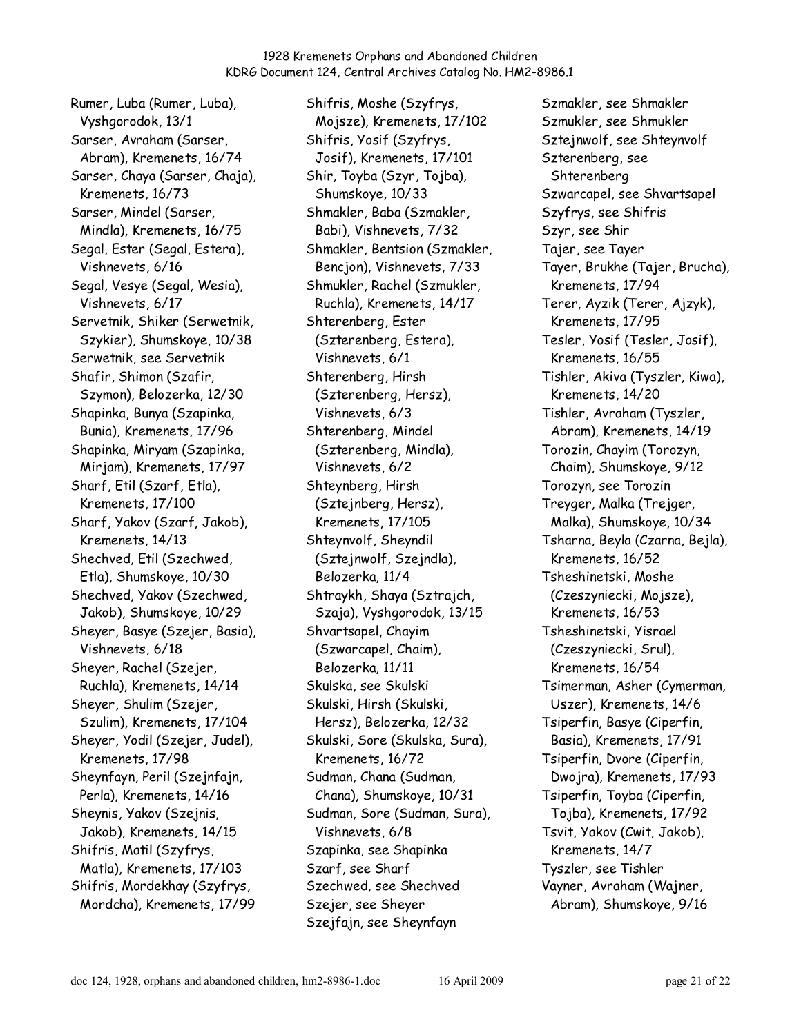Rumer, Luba (Rumer, Luba), Vyshgorodok, 13/1
Sarser, Avraham (Sarser, Abram), Kremenets, 16/74
Sarser, Chaya (Sarser, Chaja), Kremenets, 16/73
Sarser, Mindel (Sarser, Mindla), Kremenets, 16/75
Segal, Ester (Segal, Estera), Vishnevets, 6/16
Segal, Vesye (Segal, Wesia), Vishnevets, 6/17
Servetnik, Shiker (Serwetnik, Szykier), Shumskoye, 10/38
Serwetnik, see Servetnik
Shafir, Shimon (Szafir, Szymon), Belozerka, 12/30
Shapinka, Bunya (Szapinka, Bunia), Kremenets, 17/96
Shapinka, Miryam (Szapinka, Mirjam), Kremenets, 17/97
Sharf, Etil (Szarf, Etla), Kremenets, 17/100
Sharf, Yakov (Szarf, Jakob), Kremenets, 14/13
Shechved, Etil (Szechwed, Etla), Shumskoye, 10/30
Shechved, Yakov (Szechwed, Jakob), Shumskoye, 10/29
Sheyer, Basye (Szejer, Basia), Vishnevets, 6/18
Sheyer, Rachel (Szejer, Ruchla), Kremenets, 14/14
Sheyer, Shulim (Szejer, Szulim), Kremenets, 17/104
Sheyer, Yodil (Szejer, Judel), Kremenets, 17/98
Sheynfayn, Peril (Szejnfajn, Perla), Kremenets, 14/16
Sheynis, Yakov (Szejnis, Jakob), Kremenets, 14/15
Shifris, Matil (Szyfrys, Matla), Kremenets, 17/103
Shifris, Mordekhay (Szyfrys, Mordcha), Kremenets, 17/99
Shifris, Moshe (Szyfrys, Mojsze), Kremenets, 17/102
Shifris, Yosif (Szyfrys, Josif), Kremenets, 17/101
Shir, Toyba (Szyr, Tojba), Shumskoye, 10/33
Shmakler, Baba (Szmakler, Babi), Vishnevets, 7/32
Shmakler, Bentsion (Szmakler, Bencjon), Vishnevets, 7/33
Shmukler, Rachel (Szmukler, Ruchla), Kremenets, 14/17
Shterenberg, Ester (Szterenberg, Estera), Vishnevets, 6/1
Shterenberg, Hirsh (Szterenberg, Hersz), Vishnevets, 6/3
Shterenberg, Mindel (Szterenberg, Mindla), Vishnevets, 6/2
Shteynberg, Hirsh (Sztejnberg, Hersz), Kremenets, 17/105
Shteynvolf, Sheyndil (Sztejnwolf, Szejndla), Belozerka, 11/4
Shtraykh, Shaya (Sztrajch, Szaja), Vyshgorodok, 13/15
Shvartsapel, Chayim (Szwarcapel, Chaim), Belozerka, 11/11
Skulska, see Skulski
Skulski, Hirsh (Skulski, Hersz), Belozerka, 12/32
Skulski, Sore (Skulska, Sura), Kremenets, 16/72
Sudman, Chana (Sudman, Chana), Shumskoye, 10/31
Sudman, Sore (Sudman, Sura), Vishnevets, 6/8
Szapinka, see Shapinka
Szarf, see Sharf
Szechwed, see Shechved
Szejer, see Sheyer
Szejfajn, see Sheynfayn
Szmakler, see Shmakler
Szmukler, see Shmukler
Sztejnwolf, see Shteynvolf
Szterenberg, see Shterenberg
Szwarcapel, see Shvartsapel
Szyfrys, see Shifris
Szyr, see Shir
Tajer, see Tayer
Tayer, Brukhe (Tajer, Brucha), Kremenets, 17/94
Terer, Ayzik (Terer, Ajzyk), Kremenets, 17/95
Tesler, Yosif (Tesler, Josif), Kremenets, 16/55
Tishler, Akiva (Tyszler, Kiwa), Kremenets, 14/20
Tishler, Avraham (Tyszler, Abram), Kremenets, 14/19
Torozin, Chayim (Torozyn, Chaim), Shumskoye, 9/12
Torozyn, see Torozin
Treyger, Malka (Trejger, Malka), Shumskoye, 10/34
Tsharna, Beyla (Czarna, Bejla), Kremenets, 16/52
Tsheshinetski, Moshe (Czeszyniecki, Mojsze), Kremenets, 16/53
Tsheshinetski, Yisrael (Czeszyniecki, Srul), Kremenets, 16/54
Tsimerman, Asher (Cymerman, Uszer), Kremenets, 14/6
Tsiperfin, Basye (Ciperfin, Basia), Kremenets, 17/91
Tsiperfin, Dvore (Ciperfin, Dwojra), Kremenets, 17/93
Tsiperfin, Toyba (Ciperfin, Tojba), Kremenets, 17/92
Tsvit, Yakov (Cwit, Jakob), Kremenets, 14/7
Tyszler, see Tishler
Vayner, Avraham (Wajner, Abram), Shumskoye, 9/16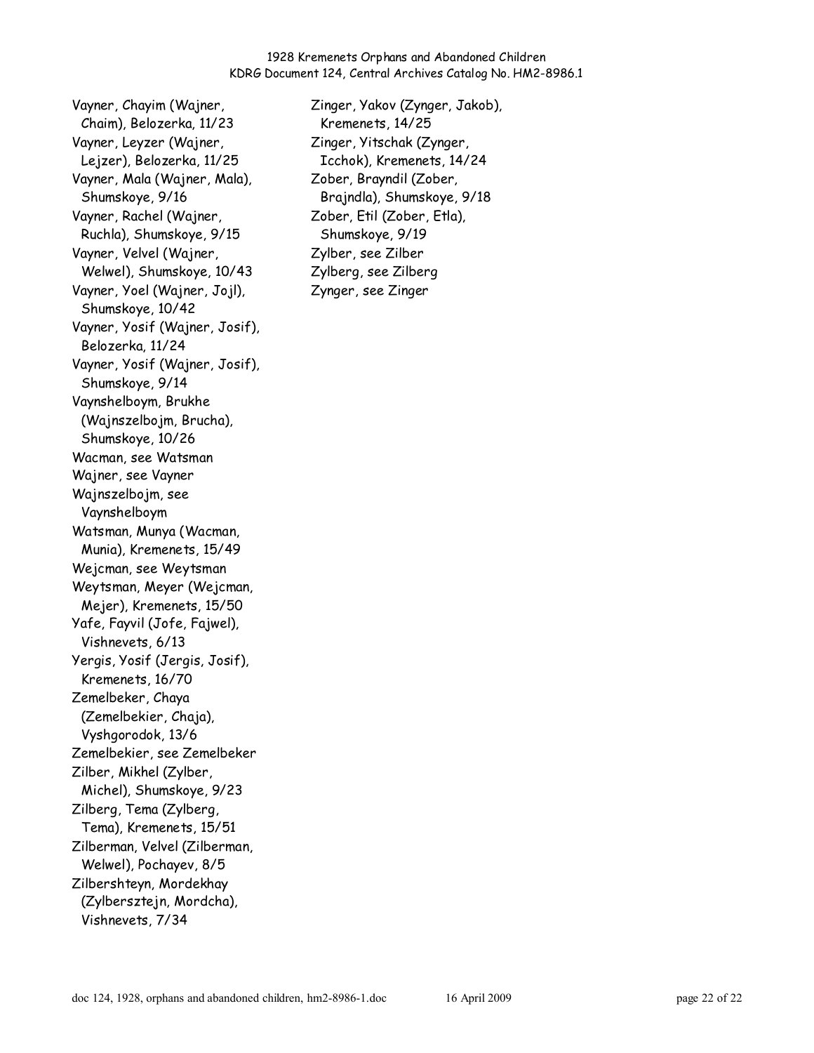Vayner, Chayim (Wajner, Chaim), Belozerka, 11/23
Vayner, Leyzer (Wajner, Lejzer), Belozerka, 11/25
Vayner, Mala (Wajner, Mala), Shumskoye, 9/16
Vayner, Rachel (Wajner, Ruchla), Shumskoye, 9/15
Vayner, Velvel (Wajner, Welwel), Shumskoye, 10/43
Vayner, Yoel (Wajner, Jojl), Shumskoye, 10/42
Vayner, Yosif (Wajner, Josif), Belozerka, 11/24
Vayner, Yosif (Wajner, Josif), Shumskoye, 9/14
Vaynshelboym, Brukhe (Wajnszelbojm, Brucha), Shumskoye, 10/26
Wacman, see Watsman
Wajner, see Vayner
Wajnszelbojm, see Vaynshelboym
Watsman, Munya (Wacman, Munia), Kremenets, 15/49
Wejcman, see Weytsman
Weytsman, Meyer (Wejcman, Mejer), Kremenets, 15/50
Yafe, Fayvil (Jofe, Fajwel), Vishnevets, 6/13
Yergis, Yosif (Jergis, Josif), Kremenets, 16/70
Zemelbeker, Chaya (Zemelbekier, Chaja), Vyshgorodok, 13/6
Zemelbekier, see Zemelbeker
Zilber, Mikhel (Zylber, Michel), Shumskoye, 9/23
Zilberg, Tema (Zylberg, Tema), Kremenets, 15/51
Zilberman, Velvel (Zilberman, Welwel), Pochayev, 8/5
Zilbershteyn, Mordekhay (Zylbersztejn, Mordcha), Vishnevets, 7/34
Zinger, Yakov (Zynger, Jakob), Kremenets, 14/25
Zinger, Yitschak (Zynger, Icchok), Kremenets, 14/24
Zober, Brayndil (Zober, Brajndla), Shumskoye, 9/18
Zober, Etil (Zober, Etla), Shumskoye, 9/19
Zylber, see Zilber
Zylberg, see Zilberg
Zynger, see Zinger